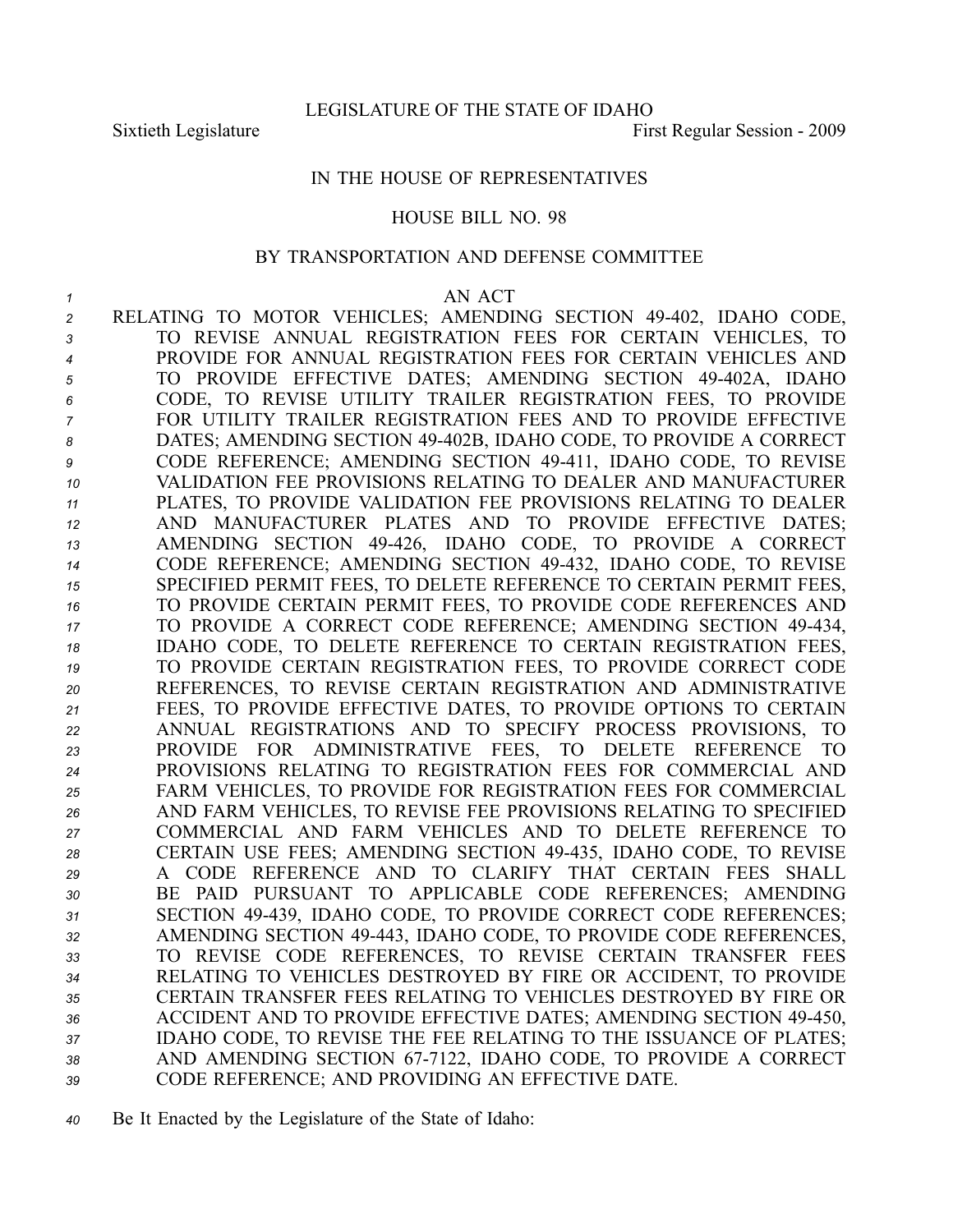LEGISLATURE OF THE STATE OF IDAHO

Sixtieth Legislature First Regular Session - 2009

IN THE HOUSE OF REPRESENTATIVES

HOUSE BILL NO. 98

BY TRANSPORTATION AND DEFENSE COMMITTEE

AN ACT

RELATING TO MOTOR VEHICLES; AMENDING SECTION 49-402, IDAHO CODE, TO REVISE ANNUAL REGISTRATION FEES FOR CERTAIN VEHICLES, TO PROVIDE FOR ANNUAL REGISTRATION FEES FOR CERTAIN VEHICLES AND TO PROVIDE EFFECTIVE DATES; AMENDING SECTION 49-402A, IDAHO CODE, TO REVISE UTILITY TRAILER REGISTRATION FEES, TO PROVIDE FOR UTILITY TRAILER REGISTRATION FEES AND TO PROVIDE EFFECTIVE DATES; AMENDING SECTION 49-402B, IDAHO CODE, TO PROVIDE A CORRECT CODE REFERENCE; AMENDING SECTION 49-411, IDAHO CODE, TO REVISE VALIDATION FEE PROVISIONS RELATING TO DEALER AND MANUFACTURER PLATES, TO PROVIDE VALIDATION FEE PROVISIONS RELATING TO DEALER AND MANUFACTURER PLATES AND TO PROVIDE EFFECTIVE DATES; AMENDING SECTION 49-426, IDAHO CODE, TO PROVIDE A CORRECT CODE REFERENCE; AMENDING SECTION 49-432, IDAHO CODE, TO REVISE SPECIFIED PERMIT FEES, TO DELETE REFERENCE TO CERTAIN PERMIT FEES, TO PROVIDE CERTAIN PERMIT FEES, TO PROVIDE CODE REFERENCES AND TO PROVIDE A CORRECT CODE REFERENCE; AMENDING SECTION 49-434, IDAHO CODE, TO DELETE REFERENCE TO CERTAIN REGISTRATION FEES, TO PROVIDE CERTAIN REGISTRATION FEES, TO PROVIDE CORRECT CODE REFERENCES, TO REVISE CERTAIN REGISTRATION AND ADMINISTRATIVE FEES, TO PROVIDE EFFECTIVE DATES, TO PROVIDE OPTIONS TO CERTAIN ANNUAL REGISTRATIONS AND TO SPECIFY PROCESS PROVISIONS, TO PROVIDE FOR ADMINISTRATIVE FEES, TO DELETE REFERENCE TO PROVISIONS RELATING TO REGISTRATION FEES FOR COMMERCIAL AND FARM VEHICLES, TO PROVIDE FOR REGISTRATION FEES FOR COMMERCIAL AND FARM VEHICLES, TO REVISE FEE PROVISIONS RELATING TO SPECIFIED COMMERCIAL AND FARM VEHICLES AND TO DELETE REFERENCE TO CERTAIN USE FEES; AMENDING SECTION 49-435, IDAHO CODE, TO REVISE A CODE REFERENCE AND TO CLARIFY THAT CERTAIN FEES SHALL BE PAID PURSUANT TO APPLICABLE CODE REFERENCES; AMENDING SECTION 49-439, IDAHO CODE, TO PROVIDE CORRECT CODE REFERENCES; AMENDING SECTION 49-443, IDAHO CODE, TO PROVIDE CODE REFERENCES, TO REVISE CODE REFERENCES, TO REVISE CERTAIN TRANSFER FEES RELATING TO VEHICLES DESTROYED BY FIRE OR ACCIDENT, TO PROVIDE CERTAIN TRANSFER FEES RELATING TO VEHICLES DESTROYED BY FIRE OR ACCIDENT AND TO PROVIDE EFFECTIVE DATES; AMENDING SECTION 49-450, IDAHO CODE, TO REVISE THE FEE RELATING TO THE ISSUANCE OF PLATES; AND AMENDING SECTION 67-7122, IDAHO CODE, TO PROVIDE A CORRECT CODE REFERENCE; AND PROVIDING AN EFFECTIVE DATE.

Be It Enacted by the Legislature of the State of Idaho: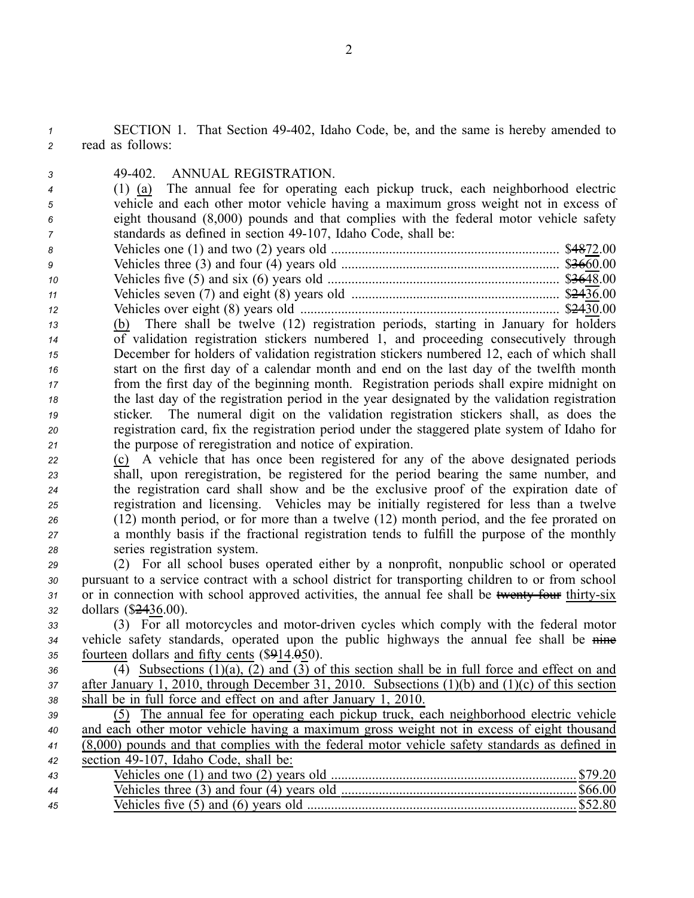SECTION 1. That Section 49-402, Idaho Code, be, and the same is hereby amended to read as follows:

49-402. ANNUAL REGISTRATION.

(1) (a) The annual fee for operating each pickup truck, each neighborhood electric vehicle and each other motor vehicle having a maximum gross weight not in excess of eight thousand (8,000) pounds and that complies with the federal motor vehicle safety standards as defined in section 49-107, Idaho Code, shall be:

Vehicles one (1) and two (2) years old .................................................................. $~~48~~72.00
Vehicles three (3) and four (4) years old ................................................................ $~~36~~60.00
Vehicles five (5) and six (6) years old .................................................................... $~~36~~48.00
Vehicles seven (7) and eight (8) years old ............................................................ $~~24~~36.00
Vehicles over eight (8) years old ............................................................................ $~~24~~30.00

(b) There shall be twelve (12) registration periods, starting in January for holders of validation registration stickers numbered 1, and proceeding consecutively through December for holders of validation registration stickers numbered 12, each of which shall start on the first day of a calendar month and end on the last day of the twelfth month from the first day of the beginning month. Registration periods shall expire midnight on the last day of the registration period in the year designated by the validation registration sticker. The numeral digit on the validation registration stickers shall, as does the registration card, fix the registration period under the staggered plate system of Idaho for the purpose of reregistration and notice of expiration.

(c) A vehicle that has once been registered for any of the above designated periods shall, upon reregistration, be registered for the period bearing the same number, and the registration card shall show and be the exclusive proof of the expiration date of registration and licensing. Vehicles may be initially registered for less than a twelve (12) month period, or for more than a twelve (12) month period, and the fee prorated on a monthly basis if the fractional registration tends to fulfill the purpose of the monthly series registration system.

(2) For all school buses operated either by a nonprofit, nonpublic school or operated pursuant to a service contract with a school district for transporting children to or from school or in connection with school approved activities, the annual fee shall be ~~twenty-four~~ thirty-six dollars ($~~24~~36.00).

(3) For all motorcycles and motor-driven cycles which comply with the federal motor vehicle safety standards, operated upon the public highways the annual fee shall be ~~nine~~ fourteen dollars and fifty cents ($~~9~~14.~~0~~50).

(4) Subsections (1)(a), (2) and (3) of this section shall be in full force and effect on and after January 1, 2010, through December 31, 2010. Subsections (1)(b) and (1)(c) of this section shall be in full force and effect on and after January 1, 2010.

(5) The annual fee for operating each pickup truck, each neighborhood electric vehicle and each other motor vehicle having a maximum gross weight not in excess of eight thousand (8,000) pounds and that complies with the federal motor vehicle safety standards as defined in section 49-107, Idaho Code, shall be:

Vehicles one (1) and two (2) years old ........................................................................ $79.20
Vehicles three (3) and four (4) years old ..................................................................... $66.00
Vehicles five (5) and (6) years old ............................................................................... $52.80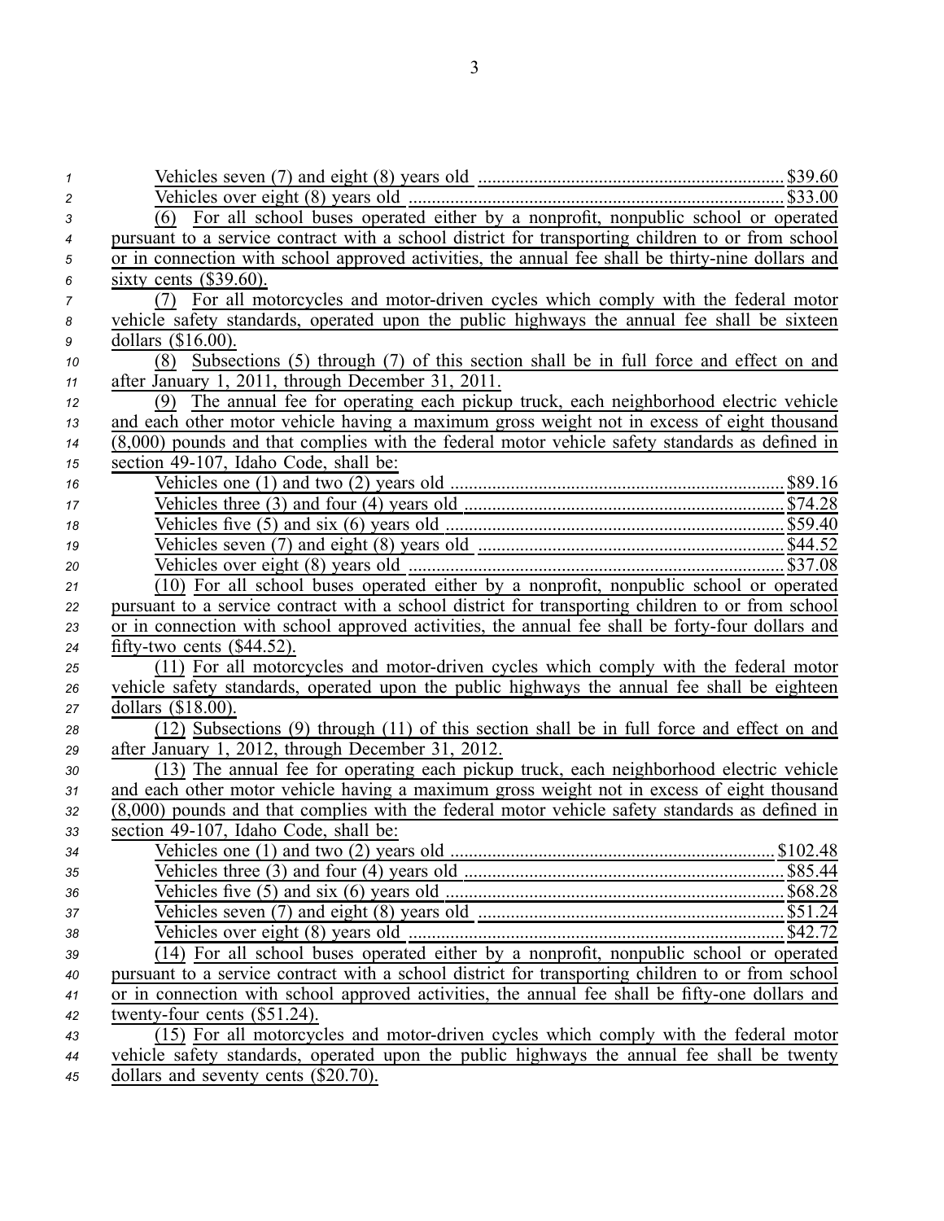Vehicles seven (7) and eight (8) years old ........ $39.60
Vehicles over eight (8) years old ........ $33.00

(6) For all school buses operated either by a nonprofit, nonpublic school or operated pursuant to a service contract with a school district for transporting children to or from school or in connection with school approved activities, the annual fee shall be thirty-nine dollars and sixty cents ($39.60).

(7) For all motorcycles and motor-driven cycles which comply with the federal motor vehicle safety standards, operated upon the public highways the annual fee shall be sixteen dollars ($16.00).

(8) Subsections (5) through (7) of this section shall be in full force and effect on and after January 1, 2011, through December 31, 2011.

(9) The annual fee for operating each pickup truck, each neighborhood electric vehicle and each other motor vehicle having a maximum gross weight not in excess of eight thousand (8,000) pounds and that complies with the federal motor vehicle safety standards as defined in section 49-107, Idaho Code, shall be:

Vehicles one (1) and two (2) years old ........ $89.16
Vehicles three (3) and four (4) years old ........ $74.28
Vehicles five (5) and six (6) years old ........ $59.40
Vehicles seven (7) and eight (8) years old ........ $44.52
Vehicles over eight (8) years old ........ $37.08

(10) For all school buses operated either by a nonprofit, nonpublic school or operated pursuant to a service contract with a school district for transporting children to or from school or in connection with school approved activities, the annual fee shall be forty-four dollars and fifty-two cents ($44.52).

(11) For all motorcycles and motor-driven cycles which comply with the federal motor vehicle safety standards, operated upon the public highways the annual fee shall be eighteen dollars ($18.00).

(12) Subsections (9) through (11) of this section shall be in full force and effect on and after January 1, 2012, through December 31, 2012.

(13) The annual fee for operating each pickup truck, each neighborhood electric vehicle and each other motor vehicle having a maximum gross weight not in excess of eight thousand (8,000) pounds and that complies with the federal motor vehicle safety standards as defined in section 49-107, Idaho Code, shall be:

Vehicles one (1) and two (2) years old ........ $102.48
Vehicles three (3) and four (4) years old ........ $85.44
Vehicles five (5) and six (6) years old ........ $68.28
Vehicles seven (7) and eight (8) years old ........ $51.24
Vehicles over eight (8) years old ........ $42.72

(14) For all school buses operated either by a nonprofit, nonpublic school or operated pursuant to a service contract with a school district for transporting children to or from school or in connection with school approved activities, the annual fee shall be fifty-one dollars and twenty-four cents ($51.24).

(15) For all motorcycles and motor-driven cycles which comply with the federal motor vehicle safety standards, operated upon the public highways the annual fee shall be twenty dollars and seventy cents ($20.70).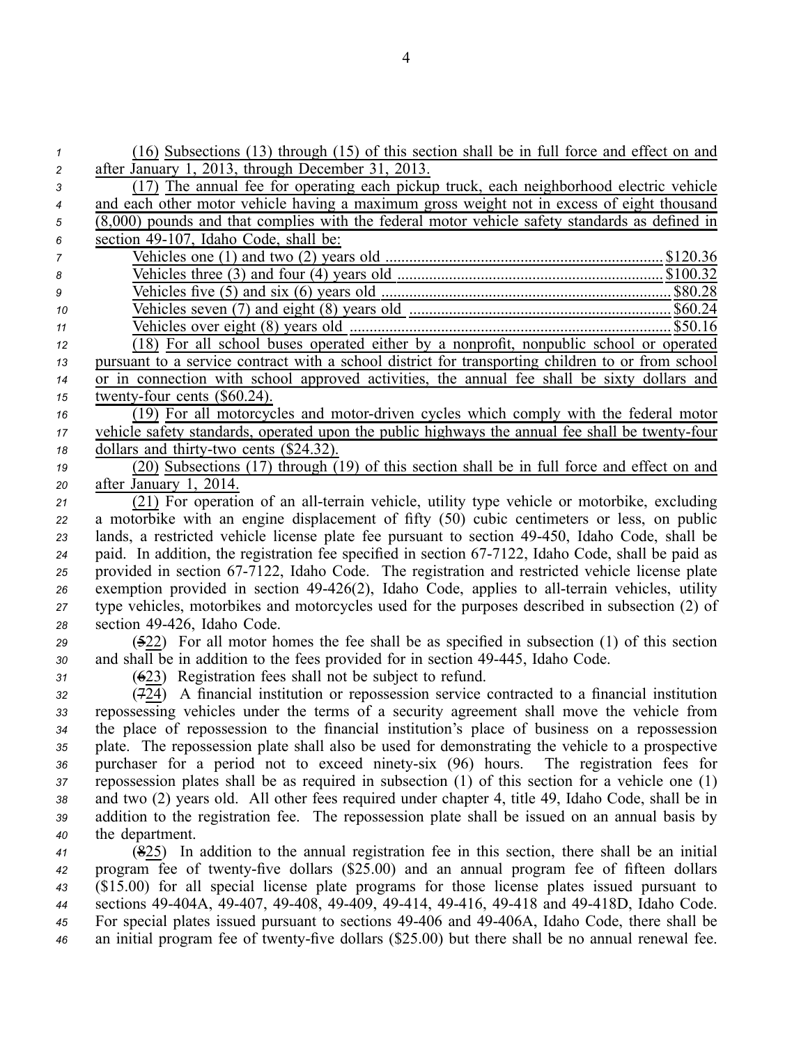(16) Subsections (13) through (15) of this section shall be in full force and effect on and after January 1, 2013, through December 31, 2013.

(17) The annual fee for operating each pickup truck, each neighborhood electric vehicle and each other motor vehicle having a maximum gross weight not in excess of eight thousand (8,000) pounds and that complies with the federal motor vehicle safety standards as defined in section 49-107, Idaho Code, shall be:

| | |
|---|---|
| Vehicles one (1) and two (2) years old | $120.36 |
| Vehicles three (3) and four (4) years old | $100.32 |
| Vehicles five (5) and six (6) years old | $80.28 |
| Vehicles seven (7) and eight (8) years old | $60.24 |
| Vehicles over eight (8) years old | $50.16 |

(18) For all school buses operated either by a nonprofit, nonpublic school or operated pursuant to a service contract with a school district for transporting children to or from school or in connection with school approved activities, the annual fee shall be sixty dollars and twenty-four cents ($60.24).

(19) For all motorcycles and motor-driven cycles which comply with the federal motor vehicle safety standards, operated upon the public highways the annual fee shall be twenty-four dollars and thirty-two cents ($24.32).

(20) Subsections (17) through (19) of this section shall be in full force and effect on and after January 1, 2014.

(21) For operation of an all-terrain vehicle, utility type vehicle or motorbike, excluding a motorbike with an engine displacement of fifty (50) cubic centimeters or less, on public lands, a restricted vehicle license plate fee pursuant to section 49-450, Idaho Code, shall be paid. In addition, the registration fee specified in section 67-7122, Idaho Code, shall be paid as provided in section 67-7122, Idaho Code. The registration and restricted vehicle license plate exemption provided in section 49-426(2), Idaho Code, applies to all-terrain vehicles, utility type vehicles, motorbikes and motorcycles used for the purposes described in subsection (2) of section 49-426, Idaho Code.

(~~5~~22) For all motor homes the fee shall be as specified in subsection (1) of this section and shall be in addition to the fees provided for in section 49-445, Idaho Code.

(~~6~~23) Registration fees shall not be subject to refund.

(~~7~~24) A financial institution or repossession service contracted to a financial institution repossessing vehicles under the terms of a security agreement shall move the vehicle from the place of repossession to the financial institution's place of business on a repossession plate. The repossession plate shall also be used for demonstrating the vehicle to a prospective purchaser for a period not to exceed ninety-six (96) hours. The registration fees for repossession plates shall be as required in subsection (1) of this section for a vehicle one (1) and two (2) years old. All other fees required under chapter 4, title 49, Idaho Code, shall be in addition to the registration fee. The repossession plate shall be issued on an annual basis by the department.

(~~8~~25) In addition to the annual registration fee in this section, there shall be an initial program fee of twenty-five dollars ($25.00) and an annual program fee of fifteen dollars ($15.00) for all special license plate programs for those license plates issued pursuant to sections 49-404A, 49-407, 49-408, 49-409, 49-414, 49-416, 49-418 and 49-418D, Idaho Code. For special plates issued pursuant to sections 49-406 and 49-406A, Idaho Code, there shall be an initial program fee of twenty-five dollars ($25.00) but there shall be no annual renewal fee.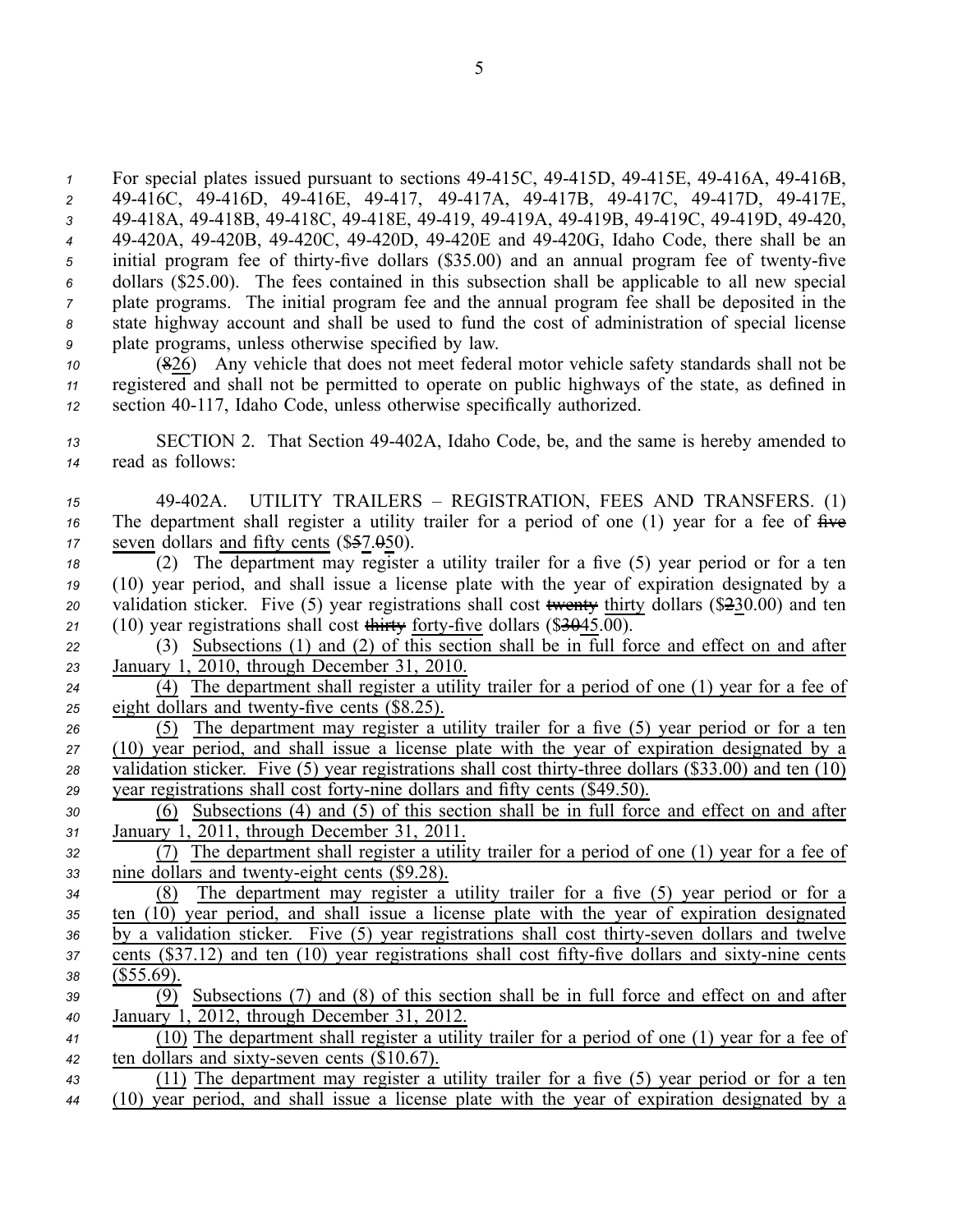For special plates issued pursuant to sections 49-415C, 49-415D, 49-415E, 49-416A, 49-416B, 49-416C, 49-416D, 49-416E, 49-417, 49-417A, 49-417B, 49-417C, 49-417D, 49-417E, 49-418A, 49-418B, 49-418C, 49-418E, 49-419, 49-419A, 49-419B, 49-419C, 49-419D, 49-420, 49-420A, 49-420B, 49-420C, 49-420D, 49-420E and 49-420G, Idaho Code, there shall be an initial program fee of thirty-five dollars ($35.00) and an annual program fee of twenty-five dollars ($25.00). The fees contained in this subsection shall be applicable to all new special plate programs. The initial program fee and the annual program fee shall be deposited in the state highway account and shall be used to fund the cost of administration of special license plate programs, unless otherwise specified by law.

(~~8~~26) Any vehicle that does not meet federal motor vehicle safety standards shall not be registered and shall not be permitted to operate on public highways of the state, as defined in section 40-117, Idaho Code, unless otherwise specifically authorized.

SECTION 2. That Section 49-402A, Idaho Code, be, and the same is hereby amended to read as follows:

49-402A. UTILITY TRAILERS – REGISTRATION, FEES AND TRANSFERS. (1) The department shall register a utility trailer for a period of one (1) year for a fee of ~~five~~ seven dollars and fifty cents ($~~5~~7.~~0~~50).

(2) The department may register a utility trailer for a five (5) year period or for a ten (10) year period, and shall issue a license plate with the year of expiration designated by a validation sticker. Five (5) year registrations shall cost ~~twenty~~ thirty dollars ($~~2~~30.00) and ten (10) year registrations shall cost ~~thirty~~ forty-five dollars ($~~30~~45.00).

(3) Subsections (1) and (2) of this section shall be in full force and effect on and after January 1, 2010, through December 31, 2010.

(4) The department shall register a utility trailer for a period of one (1) year for a fee of eight dollars and twenty-five cents ($8.25).

(5) The department may register a utility trailer for a five (5) year period or for a ten (10) year period, and shall issue a license plate with the year of expiration designated by a validation sticker. Five (5) year registrations shall cost thirty-three dollars ($33.00) and ten (10) year registrations shall cost forty-nine dollars and fifty cents ($49.50).

(6) Subsections (4) and (5) of this section shall be in full force and effect on and after January 1, 2011, through December 31, 2011.

(7) The department shall register a utility trailer for a period of one (1) year for a fee of nine dollars and twenty-eight cents ($9.28).

(8) The department may register a utility trailer for a five (5) year period or for a ten (10) year period, and shall issue a license plate with the year of expiration designated by a validation sticker. Five (5) year registrations shall cost thirty-seven dollars and twelve cents ($37.12) and ten (10) year registrations shall cost fifty-five dollars and sixty-nine cents ($55.69).

(9) Subsections (7) and (8) of this section shall be in full force and effect on and after January 1, 2012, through December 31, 2012.

(10) The department shall register a utility trailer for a period of one (1) year for a fee of ten dollars and sixty-seven cents ($10.67).

(11) The department may register a utility trailer for a five (5) year period or for a ten (10) year period, and shall issue a license plate with the year of expiration designated by a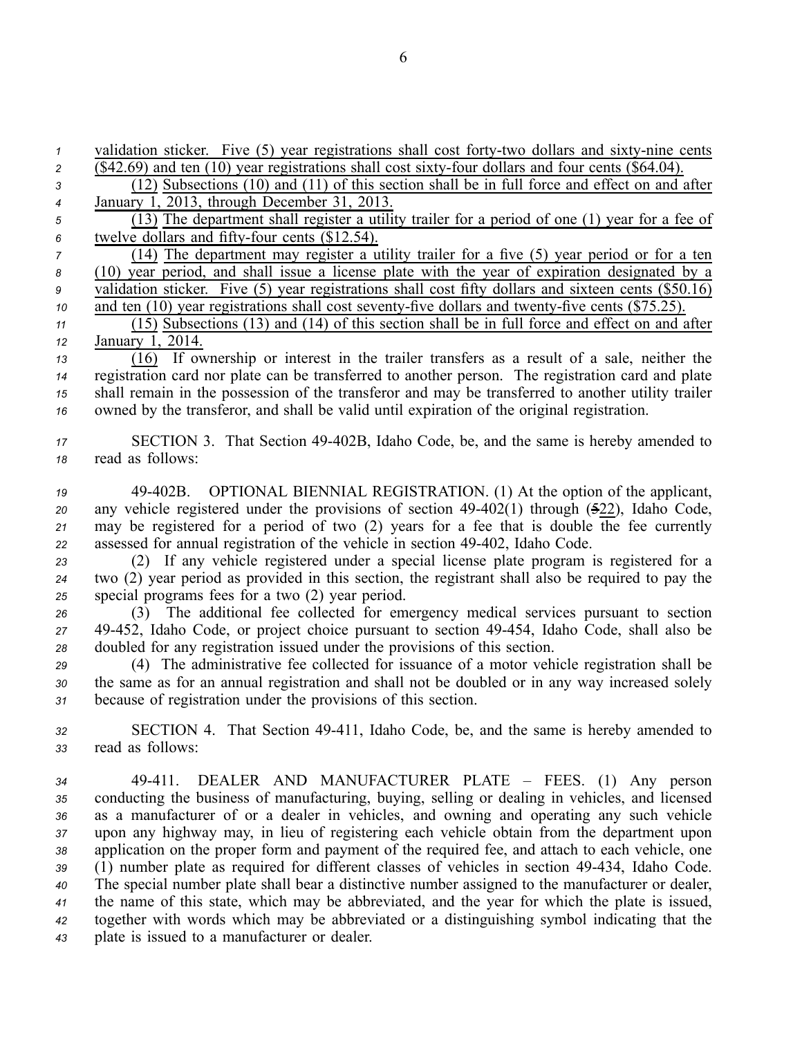validation sticker. Five (5) year registrations shall cost forty-two dollars and sixty-nine cents ($42.69) and ten (10) year registrations shall cost sixty-four dollars and four cents ($64.04).

(12) Subsections (10) and (11) of this section shall be in full force and effect on and after January 1, 2013, through December 31, 2013.

(13) The department shall register a utility trailer for a period of one (1) year for a fee of twelve dollars and fifty-four cents ($12.54).

(14) The department may register a utility trailer for a five (5) year period or for a ten (10) year period, and shall issue a license plate with the year of expiration designated by a validation sticker. Five (5) year registrations shall cost fifty dollars and sixteen cents ($50.16) and ten (10) year registrations shall cost seventy-five dollars and twenty-five cents ($75.25).

(15) Subsections (13) and (14) of this section shall be in full force and effect on and after January 1, 2014.

(16) If ownership or interest in the trailer transfers as a result of a sale, neither the registration card nor plate can be transferred to another person. The registration card and plate shall remain in the possession of the transferor and may be transferred to another utility trailer owned by the transferor, and shall be valid until expiration of the original registration.

SECTION 3. That Section 49-402B, Idaho Code, be, and the same is hereby amended to read as follows:

49-402B. OPTIONAL BIENNIAL REGISTRATION. (1) At the option of the applicant, any vehicle registered under the provisions of section 49-402(1) through (~~5~~22), Idaho Code, may be registered for a period of two (2) years for a fee that is double the fee currently assessed for annual registration of the vehicle in section 49-402, Idaho Code.

(2) If any vehicle registered under a special license plate program is registered for a two (2) year period as provided in this section, the registrant shall also be required to pay the special programs fees for a two (2) year period.

(3) The additional fee collected for emergency medical services pursuant to section 49-452, Idaho Code, or project choice pursuant to section 49-454, Idaho Code, shall also be doubled for any registration issued under the provisions of this section.

(4) The administrative fee collected for issuance of a motor vehicle registration shall be the same as for an annual registration and shall not be doubled or in any way increased solely because of registration under the provisions of this section.

SECTION 4. That Section 49-411, Idaho Code, be, and the same is hereby amended to read as follows:

49-411. DEALER AND MANUFACTURER PLATE – FEES. (1) Any person conducting the business of manufacturing, buying, selling or dealing in vehicles, and licensed as a manufacturer of or a dealer in vehicles, and owning and operating any such vehicle upon any highway may, in lieu of registering each vehicle obtain from the department upon application on the proper form and payment of the required fee, and attach to each vehicle, one (1) number plate as required for different classes of vehicles in section 49-434, Idaho Code. The special number plate shall bear a distinctive number assigned to the manufacturer or dealer, the name of this state, which may be abbreviated, and the year for which the plate is issued, together with words which may be abbreviated or a distinguishing symbol indicating that the plate is issued to a manufacturer or dealer.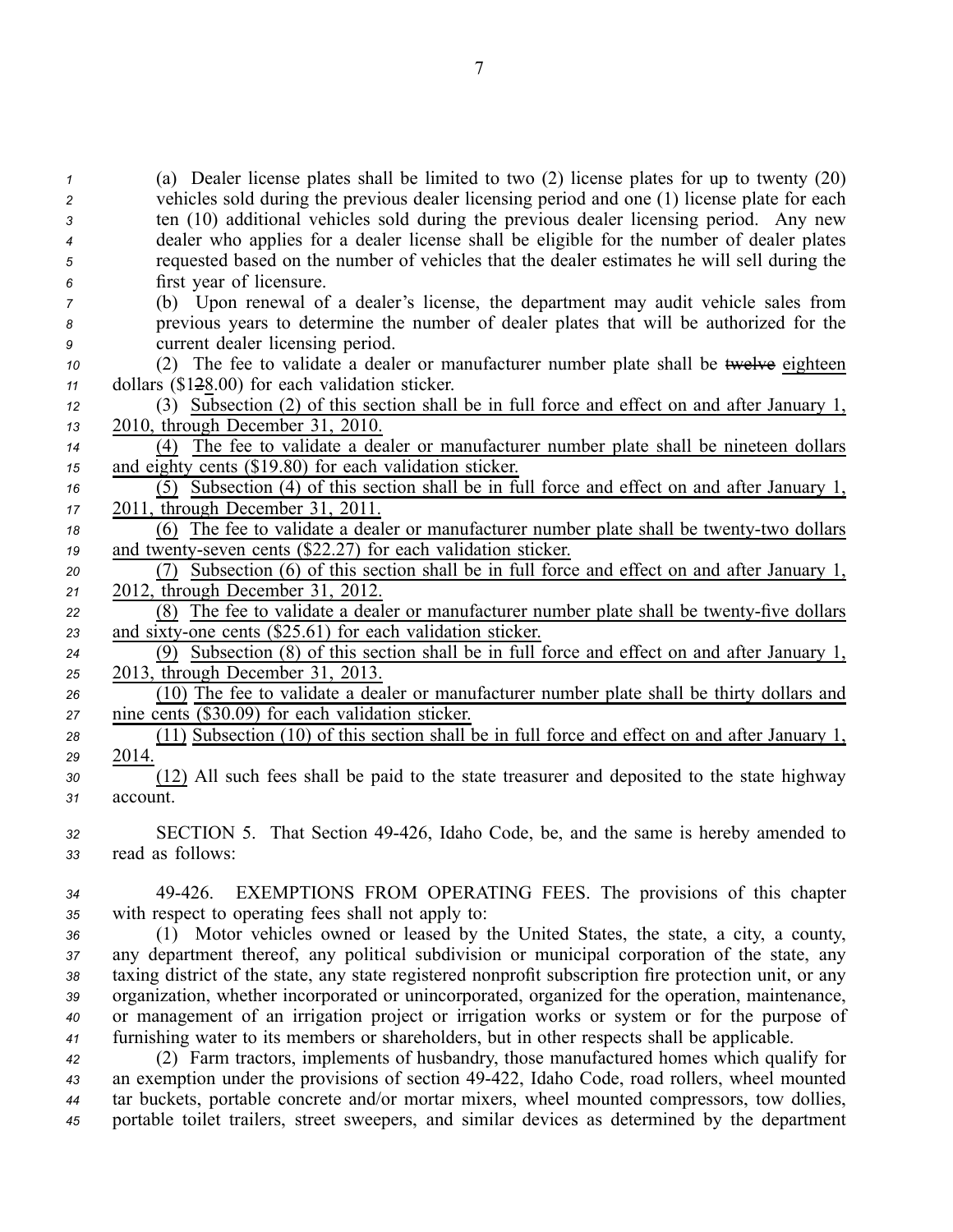(a) Dealer license plates shall be limited to two (2) license plates for up to twenty (20) vehicles sold during the previous dealer licensing period and one (1) license plate for each ten (10) additional vehicles sold during the previous dealer licensing period. Any new dealer who applies for a dealer license shall be eligible for the number of dealer plates requested based on the number of vehicles that the dealer estimates he will sell during the first year of licensure.

(b) Upon renewal of a dealer's license, the department may audit vehicle sales from previous years to determine the number of dealer plates that will be authorized for the current dealer licensing period.

(2) The fee to validate a dealer or manufacturer number plate shall be ~~twelve~~ eighteen dollars ($1~~2~~8.00) for each validation sticker.

(3) Subsection (2) of this section shall be in full force and effect on and after January 1, 2010, through December 31, 2010.

(4) The fee to validate a dealer or manufacturer number plate shall be nineteen dollars and eighty cents ($19.80) for each validation sticker.

(5) Subsection (4) of this section shall be in full force and effect on and after January 1, 2011, through December 31, 2011.

(6) The fee to validate a dealer or manufacturer number plate shall be twenty-two dollars and twenty-seven cents ($22.27) for each validation sticker.

(7) Subsection (6) of this section shall be in full force and effect on and after January 1, 2012, through December 31, 2012.

(8) The fee to validate a dealer or manufacturer number plate shall be twenty-five dollars and sixty-one cents ($25.61) for each validation sticker.

(9) Subsection (8) of this section shall be in full force and effect on and after January 1, 2013, through December 31, 2013.

(10) The fee to validate a dealer or manufacturer number plate shall be thirty dollars and nine cents ($30.09) for each validation sticker.

(11) Subsection (10) of this section shall be in full force and effect on and after January 1, 2014.

(12) All such fees shall be paid to the state treasurer and deposited to the state highway account.

SECTION 5. That Section 49-426, Idaho Code, be, and the same is hereby amended to read as follows:

49-426. EXEMPTIONS FROM OPERATING FEES. The provisions of this chapter with respect to operating fees shall not apply to:

(1) Motor vehicles owned or leased by the United States, the state, a city, a county, any department thereof, any political subdivision or municipal corporation of the state, any taxing district of the state, any state registered nonprofit subscription fire protection unit, or any organization, whether incorporated or unincorporated, organized for the operation, maintenance, or management of an irrigation project or irrigation works or system or for the purpose of furnishing water to its members or shareholders, but in other respects shall be applicable.

(2) Farm tractors, implements of husbandry, those manufactured homes which qualify for an exemption under the provisions of section 49-422, Idaho Code, road rollers, wheel mounted tar buckets, portable concrete and/or mortar mixers, wheel mounted compressors, tow dollies, portable toilet trailers, street sweepers, and similar devices as determined by the department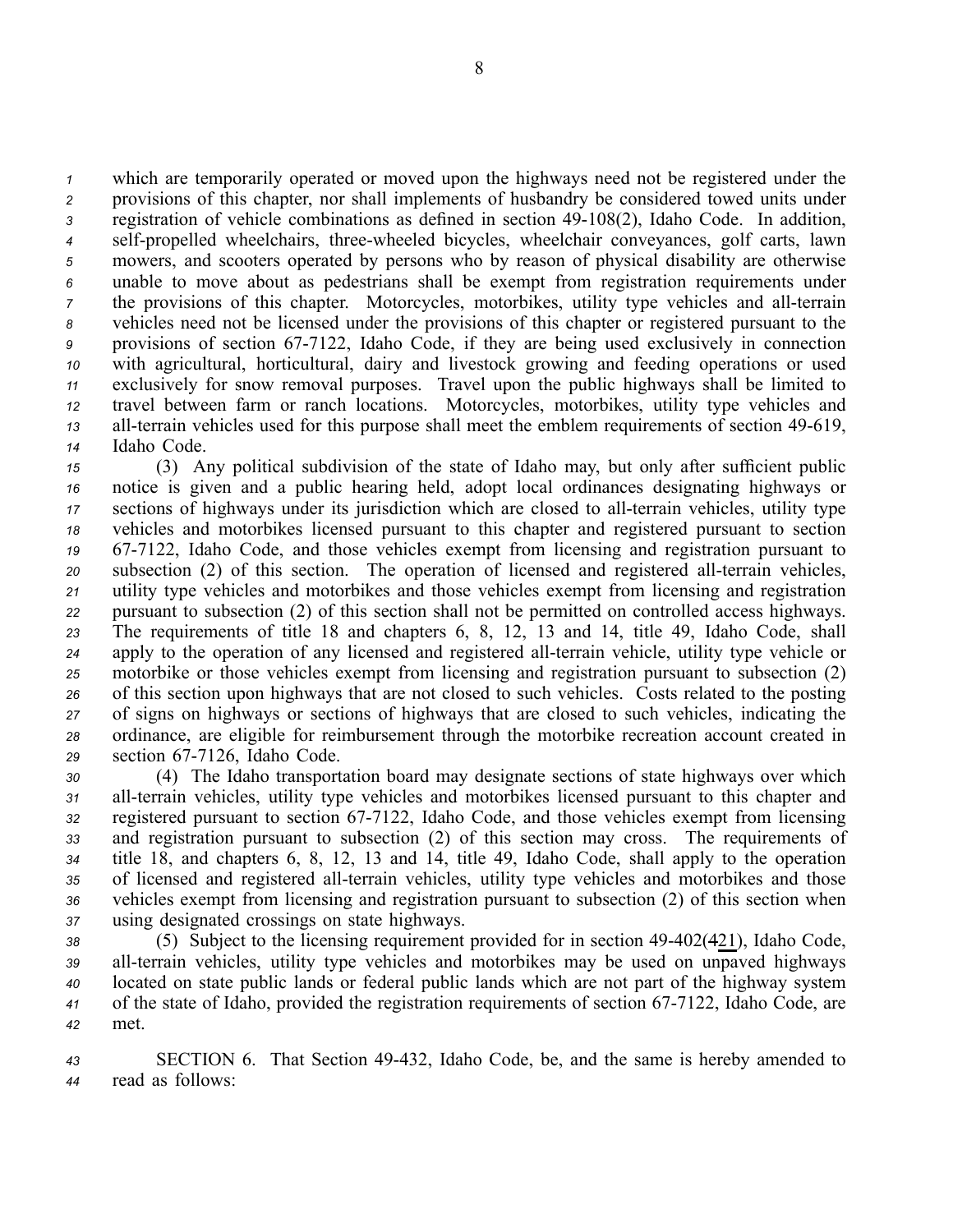which are temporarily operated or moved upon the highways need not be registered under the provisions of this chapter, nor shall implements of husbandry be considered towed units under registration of vehicle combinations as defined in section 49-108(2), Idaho Code. In addition, self-propelled wheelchairs, three-wheeled bicycles, wheelchair conveyances, golf carts, lawn mowers, and scooters operated by persons who by reason of physical disability are otherwise unable to move about as pedestrians shall be exempt from registration requirements under the provisions of this chapter. Motorcycles, motorbikes, utility type vehicles and all-terrain vehicles need not be licensed under the provisions of this chapter or registered pursuant to the provisions of section 67-7122, Idaho Code, if they are being used exclusively in connection with agricultural, horticultural, dairy and livestock growing and feeding operations or used exclusively for snow removal purposes. Travel upon the public highways shall be limited to travel between farm or ranch locations. Motorcycles, motorbikes, utility type vehicles and all-terrain vehicles used for this purpose shall meet the emblem requirements of section 49-619, Idaho Code.

(3) Any political subdivision of the state of Idaho may, but only after sufficient public notice is given and a public hearing held, adopt local ordinances designating highways or sections of highways under its jurisdiction which are closed to all-terrain vehicles, utility type vehicles and motorbikes licensed pursuant to this chapter and registered pursuant to section 67-7122, Idaho Code, and those vehicles exempt from licensing and registration pursuant to subsection (2) of this section. The operation of licensed and registered all-terrain vehicles, utility type vehicles and motorbikes and those vehicles exempt from licensing and registration pursuant to subsection (2) of this section shall not be permitted on controlled access highways. The requirements of title 18 and chapters 6, 8, 12, 13 and 14, title 49, Idaho Code, shall apply to the operation of any licensed and registered all-terrain vehicle, utility type vehicle or motorbike or those vehicles exempt from licensing and registration pursuant to subsection (2) of this section upon highways that are not closed to such vehicles. Costs related to the posting of signs on highways or sections of highways that are closed to such vehicles, indicating the ordinance, are eligible for reimbursement through the motorbike recreation account created in section 67-7126, Idaho Code.

(4) The Idaho transportation board may designate sections of state highways over which all-terrain vehicles, utility type vehicles and motorbikes licensed pursuant to this chapter and registered pursuant to section 67-7122, Idaho Code, and those vehicles exempt from licensing and registration pursuant to subsection (2) of this section may cross. The requirements of title 18, and chapters 6, 8, 12, 13 and 14, title 49, Idaho Code, shall apply to the operation of licensed and registered all-terrain vehicles, utility type vehicles and motorbikes and those vehicles exempt from licensing and registration pursuant to subsection (2) of this section when using designated crossings on state highways.

(5) Subject to the licensing requirement provided for in section 49-402(4~~2~~1), Idaho Code, all-terrain vehicles, utility type vehicles and motorbikes may be used on unpaved highways located on state public lands or federal public lands which are not part of the highway system of the state of Idaho, provided the registration requirements of section 67-7122, Idaho Code, are met.

SECTION 6. That Section 49-432, Idaho Code, be, and the same is hereby amended to read as follows: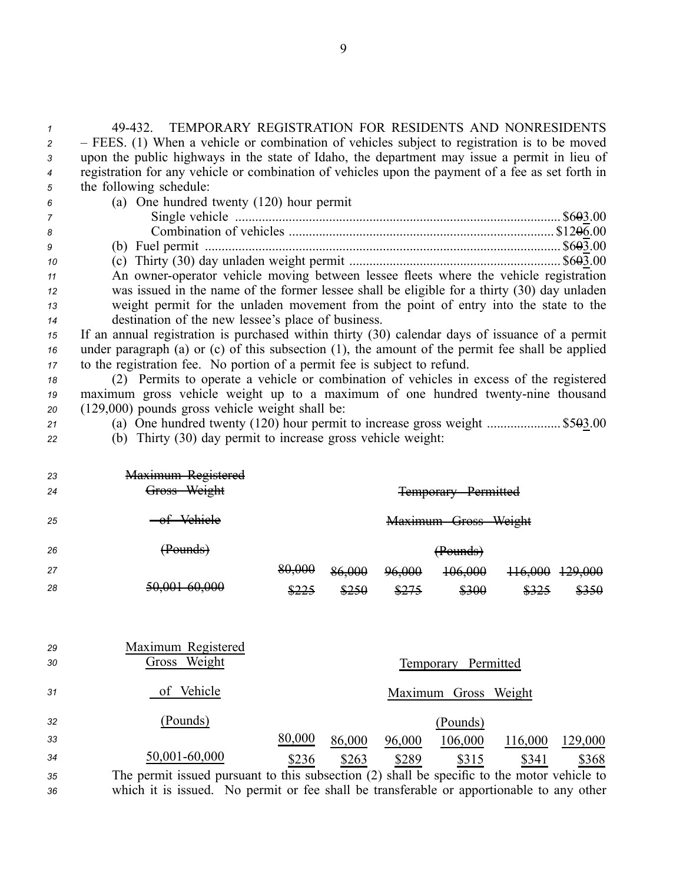49-432. TEMPORARY REGISTRATION FOR RESIDENTS AND NONRESIDENTS – FEES. (1) When a vehicle or combination of vehicles subject to registration is to be moved upon the public highways in the state of Idaho, the department may issue a permit in lieu of registration for any vehicle or combination of vehicles upon the payment of a fee as set forth in the following schedule:

(a) One hundred twenty (120) hour permit

Single vehicle ........................................................................................ ~~$60.00~~ $63.00

Combination of vehicles ........................................................................ ~~$120.00~~ $126.00

(b) Fuel permit ........................................................................................ ~~$60.00~~ $63.00

(c) Thirty (30) day unladen weight permit ................................................ ~~$60.00~~ $63.00

An owner-operator vehicle moving between lessee fleets where the vehicle registration was issued in the name of the former lessee shall be eligible for a thirty (30) day unladen weight permit for the unladen movement from the point of entry into the state to the destination of the new lessee's place of business.

If an annual registration is purchased within thirty (30) calendar days of issuance of a permit under paragraph (a) or (c) of this subsection (1), the amount of the permit fee shall be applied to the registration fee. No portion of a permit fee is subject to refund.

(2) Permits to operate a vehicle or combination of vehicles in excess of the registered maximum gross vehicle weight up to a maximum of one hundred twenty-nine thousand (129,000) pounds gross vehicle weight shall be:

(a) One hundred twenty (120) hour permit to increase gross weight ...................... ~~$50.00~~ $53.00

(b) Thirty (30) day permit to increase gross vehicle weight:

| ~~Maximum Registered Gross Weight of Vehicle (Pounds)~~ | ~~Temporary Permitted Maximum Gross Weight (Pounds)~~ | | | | | |
|---|---|---|---|---|---|---|
| | ~~80,000~~ | ~~86,000~~ | ~~96,000~~ | ~~106,000~~ | ~~116,000~~ | ~~129,000~~ |
| ~~50,001-60,000~~ | ~~$225~~ | ~~$250~~ | ~~$275~~ | ~~$300~~ | ~~$325~~ | ~~$350~~ |

| Maximum Registered Gross Weight of Vehicle (Pounds) | Temporary Permitted Maximum Gross Weight (Pounds) | | | | | |
|---|---|---|---|---|---|---|
| | 80,000 | 86,000 | 96,000 | 106,000 | 116,000 | 129,000 |
| 50,001-60,000 | $236 | $263 | $289 | $315 | $341 | $368 |

The permit issued pursuant to this subsection (2) shall be specific to the motor vehicle to which it is issued. No permit or fee shall be transferable or apportionable to any other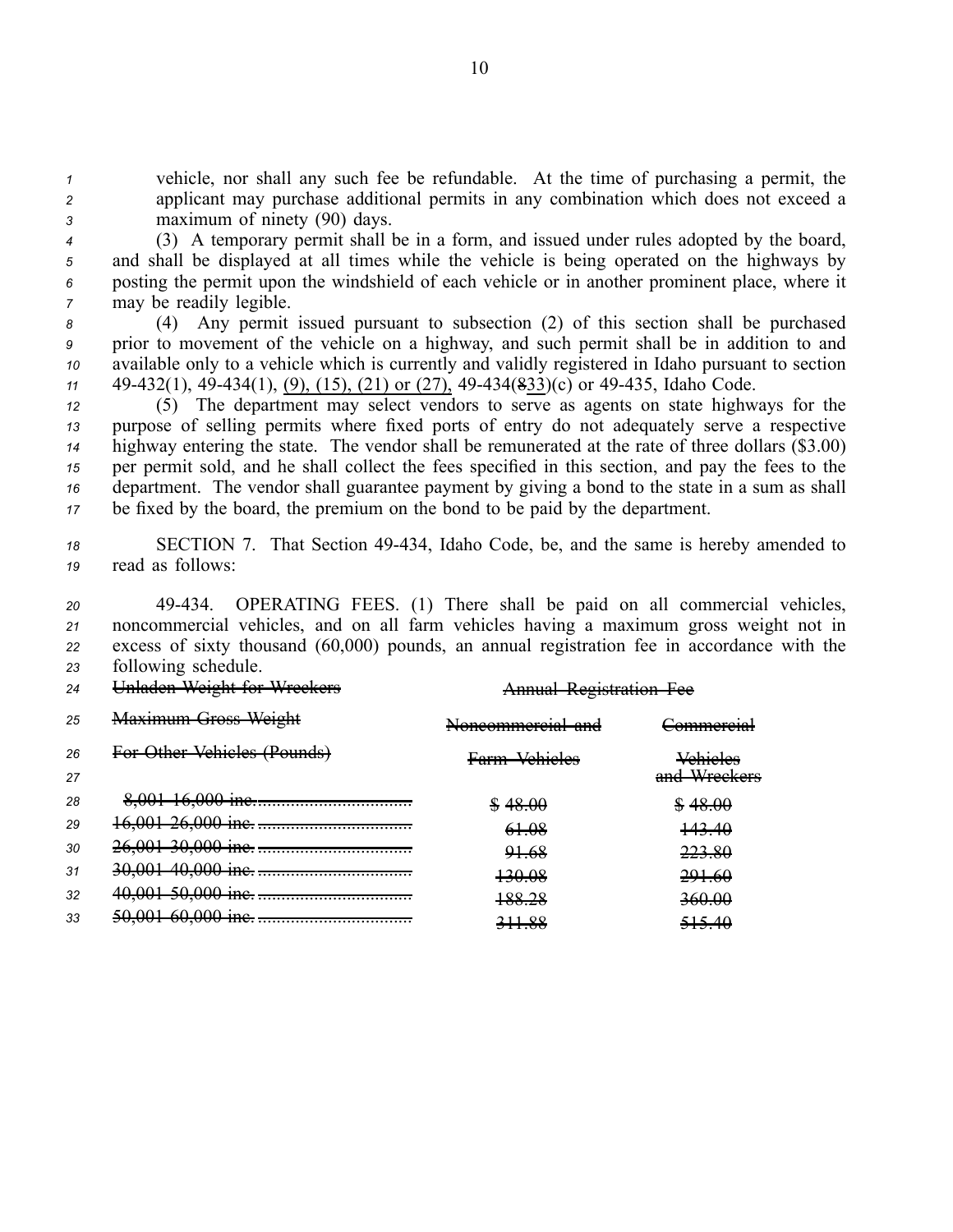vehicle, nor shall any such fee be refundable. At the time of purchasing a permit, the applicant may purchase additional permits in any combination which does not exceed a maximum of ninety (90) days.

(3) A temporary permit shall be in a form, and issued under rules adopted by the board, and shall be displayed at all times while the vehicle is being operated on the highways by posting the permit upon the windshield of each vehicle or in another prominent place, where it may be readily legible.

(4) Any permit issued pursuant to subsection (2) of this section shall be purchased prior to movement of the vehicle on a highway, and such permit shall be in addition to and available only to a vehicle which is currently and validly registered in Idaho pursuant to section 49-432(1), 49-434(1), (9), (15), (21) or (27), 49-434(~~8~~33)(c) or 49-435, Idaho Code.

(5) The department may select vendors to serve as agents on state highways for the purpose of selling permits where fixed ports of entry do not adequately serve a respective highway entering the state. The vendor shall be remunerated at the rate of three dollars ($3.00) per permit sold, and he shall collect the fees specified in this section, and pay the fees to the department. The vendor shall guarantee payment by giving a bond to the state in a sum as shall be fixed by the board, the premium on the bond to be paid by the department.

SECTION 7. That Section 49-434, Idaho Code, be, and the same is hereby amended to read as follows:

49-434. OPERATING FEES. (1) There shall be paid on all commercial vehicles, noncommercial vehicles, and on all farm vehicles having a maximum gross weight not in excess of sixty thousand (60,000) pounds, an annual registration fee in accordance with the following schedule.

| ~~Unladen Weight for Wreckers~~ | ~~Annual Registration Fee~~ | |
|---|---|---|
| ~~Maximum Gross Weight~~ | ~~Noncommercial and~~ | ~~Commercial~~ |
| ~~For Other Vehicles (Pounds)~~ | ~~Farm Vehicles~~ | ~~Vehicles and Wreckers~~ |
| ~~8,001-16,000 inc.~~ | ~~$ 48.00~~ | ~~$ 48.00~~ |
| ~~16,001-26,000 inc.~~ | ~~61.08~~ | ~~143.40~~ |
| ~~26,001-30,000 inc.~~ | ~~91.68~~ | ~~223.80~~ |
| ~~30,001-40,000 inc.~~ | ~~130.08~~ | ~~291.60~~ |
| ~~40,001-50,000 inc.~~ | ~~188.28~~ | ~~360.00~~ |
| ~~50,001-60,000 inc.~~ | ~~311.88~~ | ~~515.40~~ |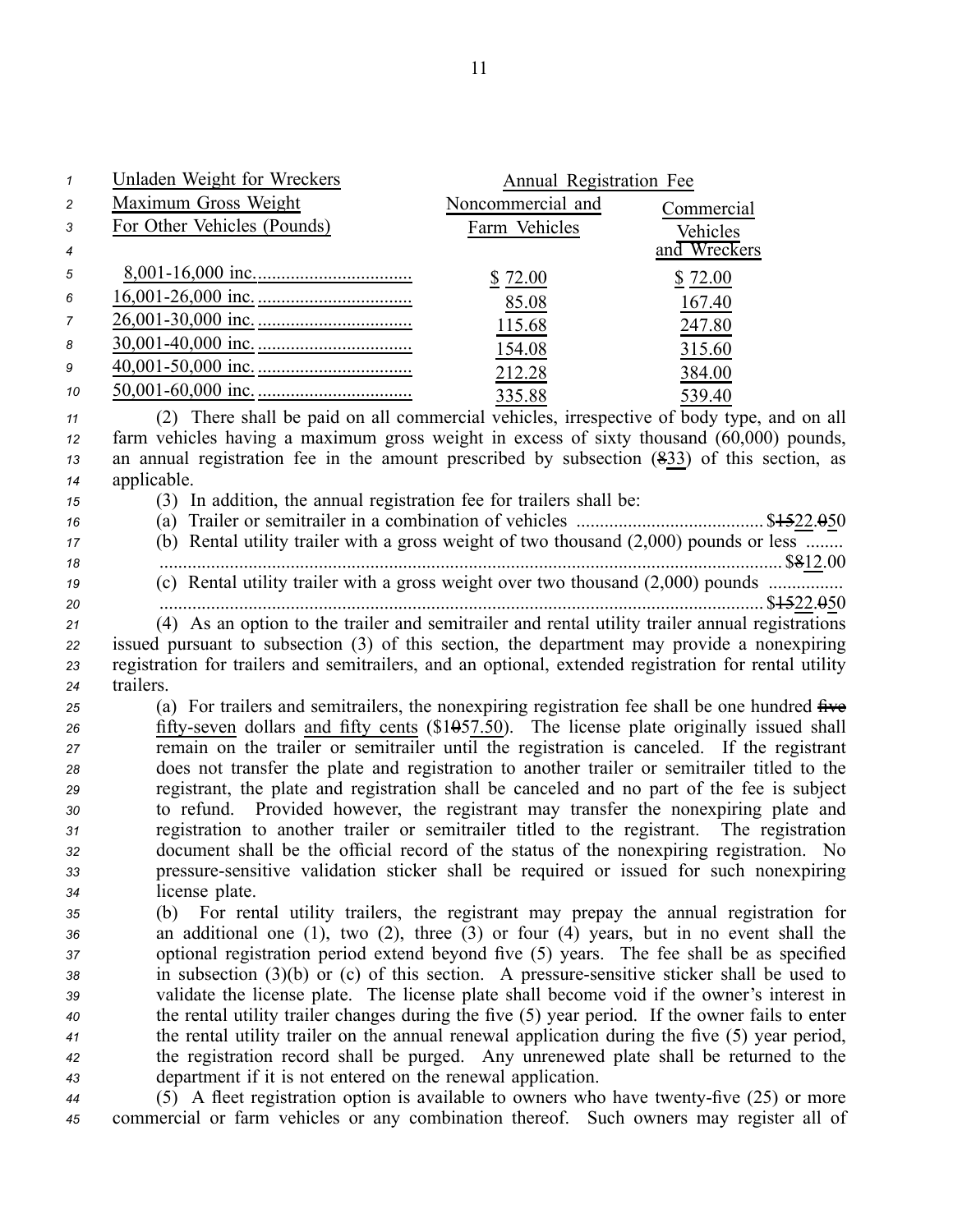| Unladen Weight for Wreckers Maximum Gross Weight For Other Vehicles (Pounds) | Annual Registration Fee | |
|---|---|---|
| | Noncommercial and Farm Vehicles | Commercial Vehicles and Wreckers |
| 8,001-16,000 inc. | $ 72.00 | $ 72.00 |
| 16,001-26,000 inc. | 85.08 | 167.40 |
| 26,001-30,000 inc. | 115.68 | 247.80 |
| 30,001-40,000 inc. | 154.08 | 315.60 |
| 40,001-50,000 inc. | 212.28 | 384.00 |
| 50,001-60,000 inc. | 335.88 | 539.40 |

(2) There shall be paid on all commercial vehicles, irrespective of body type, and on all farm vehicles having a maximum gross weight in excess of sixty thousand (60,000) pounds, an annual registration fee in the amount prescribed by subsection (~~8~~33) of this section, as applicable.

(3) In addition, the annual registration fee for trailers shall be:

(a) Trailer or semitrailer in a combination of vehicles ....................................... $~~15~~22.~~0~~50

(b) Rental utility trailer with a gross weight of two thousand (2,000) pounds or less ........ ........................................................................................................................ $~~8~~12.00

(c) Rental utility trailer with a gross weight over two thousand (2,000) pounds ................ ........................................................................................................................ $~~15~~22.~~0~~50

(4) As an option to the trailer and semitrailer and rental utility trailer annual registrations issued pursuant to subsection (3) of this section, the department may provide a nonexpiring registration for trailers and semitrailers, and an optional, extended registration for rental utility trailers.

(a) For trailers and semitrailers, the nonexpiring registration fee shall be one hundred ~~five~~ fifty-seven dollars and fifty cents ($1~~0~~57.50). The license plate originally issued shall remain on the trailer or semitrailer until the registration is canceled. If the registrant does not transfer the plate and registration to another trailer or semitrailer titled to the registrant, the plate and registration shall be canceled and no part of the fee is subject to refund. Provided however, the registrant may transfer the nonexpiring plate and registration to another trailer or semitrailer titled to the registrant. The registration document shall be the official record of the status of the nonexpiring registration. No pressure-sensitive validation sticker shall be required or issued for such nonexpiring license plate.

(b) For rental utility trailers, the registrant may prepay the annual registration for an additional one (1), two (2), three (3) or four (4) years, but in no event shall the optional registration period extend beyond five (5) years. The fee shall be as specified in subsection (3)(b) or (c) of this section. A pressure-sensitive sticker shall be used to validate the license plate. The license plate shall become void if the owner's interest in the rental utility trailer changes during the five (5) year period. If the owner fails to enter the rental utility trailer on the annual renewal application during the five (5) year period, the registration record shall be purged. Any unrenewed plate shall be returned to the department if it is not entered on the renewal application.

(5) A fleet registration option is available to owners who have twenty-five (25) or more commercial or farm vehicles or any combination thereof. Such owners may register all of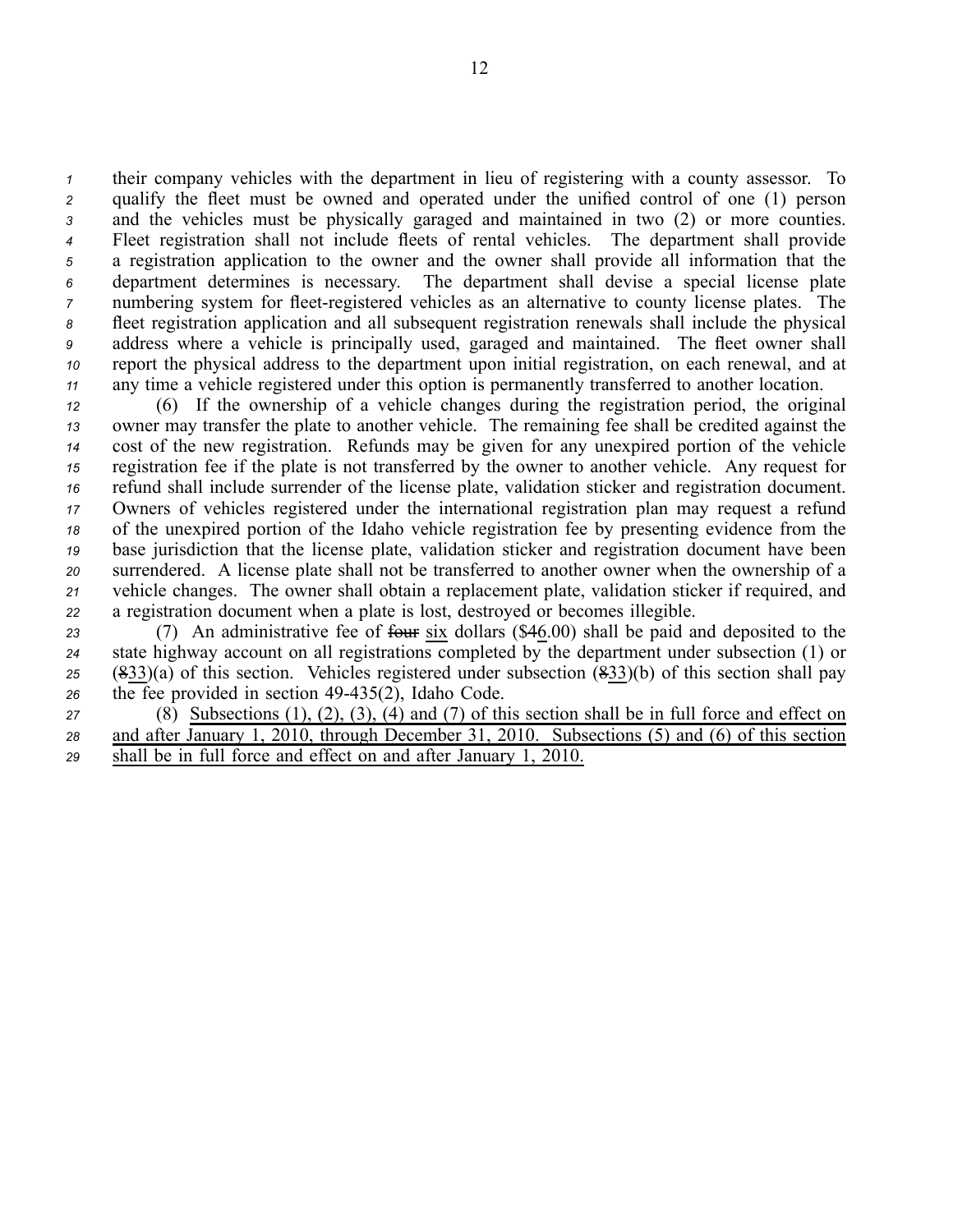their company vehicles with the department in lieu of registering with a county assessor. To qualify the fleet must be owned and operated under the unified control of one (1) person and the vehicles must be physically garaged and maintained in two (2) or more counties. Fleet registration shall not include fleets of rental vehicles. The department shall provide a registration application to the owner and the owner shall provide all information that the department determines is necessary. The department shall devise a special license plate numbering system for fleet-registered vehicles as an alternative to county license plates. The fleet registration application and all subsequent registration renewals shall include the physical address where a vehicle is principally used, garaged and maintained. The fleet owner shall report the physical address to the department upon initial registration, on each renewal, and at any time a vehicle registered under this option is permanently transferred to another location.

(6) If the ownership of a vehicle changes during the registration period, the original owner may transfer the plate to another vehicle. The remaining fee shall be credited against the cost of the new registration. Refunds may be given for any unexpired portion of the vehicle registration fee if the plate is not transferred by the owner to another vehicle. Any request for refund shall include surrender of the license plate, validation sticker and registration document. Owners of vehicles registered under the international registration plan may request a refund of the unexpired portion of the Idaho vehicle registration fee by presenting evidence from the base jurisdiction that the license plate, validation sticker and registration document have been surrendered. A license plate shall not be transferred to another owner when the ownership of a vehicle changes. The owner shall obtain a replacement plate, validation sticker if required, and a registration document when a plate is lost, destroyed or becomes illegible.

(7) An administrative fee of ~~four~~ six dollars ($~~4~~6.00) shall be paid and deposited to the state highway account on all registrations completed by the department under subsection (1) or (~~8~~33)(a) of this section. Vehicles registered under subsection (~~8~~33)(b) of this section shall pay the fee provided in section 49-435(2), Idaho Code.

(8) Subsections (1), (2), (3), (4) and (7) of this section shall be in full force and effect on and after January 1, 2010, through December 31, 2010. Subsections (5) and (6) of this section shall be in full force and effect on and after January 1, 2010.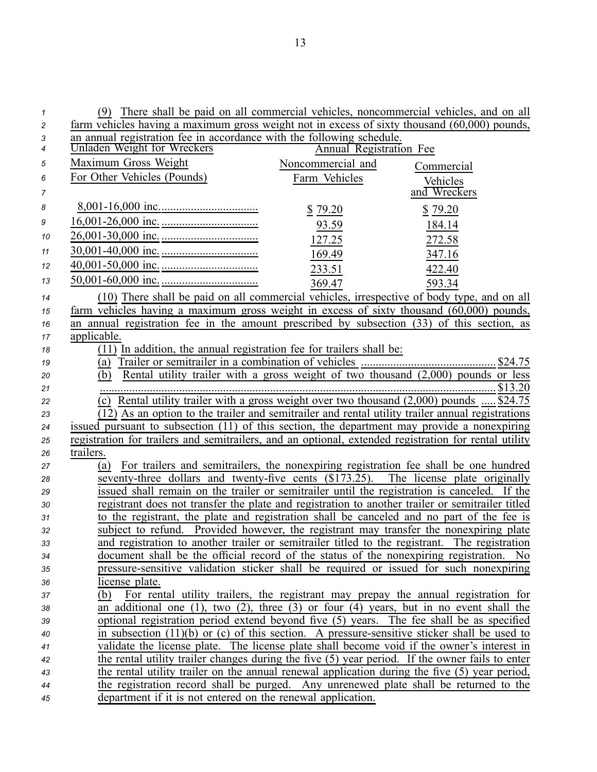(9) There shall be paid on all commercial vehicles, noncommercial vehicles, and on all farm vehicles having a maximum gross weight not in excess of sixty thousand (60,000) pounds, an annual registration fee in accordance with the following schedule.

| Unladen Weight for Wreckers Maximum Gross Weight For Other Vehicles (Pounds) | Annual Registration Fee | |
|---|---|---|
| | Noncommercial and Farm Vehicles | Commercial Vehicles and Wreckers |
| 8,001-16,000 inc. | $ 79.20 | $ 79.20 |
| 16,001-26,000 inc. | 93.59 | 184.14 |
| 26,001-30,000 inc. | 127.25 | 272.58 |
| 30,001-40,000 inc. | 169.49 | 347.16 |
| 40,001-50,000 inc. | 233.51 | 422.40 |
| 50,001-60,000 inc. | 369.47 | 593.34 |

(10) There shall be paid on all commercial vehicles, irrespective of body type, and on all farm vehicles having a maximum gross weight in excess of sixty thousand (60,000) pounds, an annual registration fee in the amount prescribed by subsection (33) of this section, as applicable.

(11) In addition, the annual registration fee for trailers shall be:

(a) Trailer or semitrailer in a combination of vehicles ............................................. $24.75

(b) Rental utility trailer with a gross weight of two thousand (2,000) pounds or less ............................................................................................................................. $13.20

(c) Rental utility trailer with a gross weight over two thousand (2,000) pounds ..... $24.75

(12) As an option to the trailer and semitrailer and rental utility trailer annual registrations issued pursuant to subsection (11) of this section, the department may provide a nonexpiring registration for trailers and semitrailers, and an optional, extended registration for rental utility trailers.

(a) For trailers and semitrailers, the nonexpiring registration fee shall be one hundred seventy-three dollars and twenty-five cents ($173.25). The license plate originally issued shall remain on the trailer or semitrailer until the registration is canceled. If the registrant does not transfer the plate and registration to another trailer or semitrailer titled to the registrant, the plate and registration shall be canceled and no part of the fee is subject to refund. Provided however, the registrant may transfer the nonexpiring plate and registration to another trailer or semitrailer titled to the registrant. The registration document shall be the official record of the status of the nonexpiring registration. No pressure-sensitive validation sticker shall be required or issued for such nonexpiring license plate.

(b) For rental utility trailers, the registrant may prepay the annual registration for an additional one (1), two (2), three (3) or four (4) years, but in no event shall the optional registration period extend beyond five (5) years. The fee shall be as specified in subsection (11)(b) or (c) of this section. A pressure-sensitive sticker shall be used to validate the license plate. The license plate shall become void if the owner's interest in the rental utility trailer changes during the five (5) year period. If the owner fails to enter the rental utility trailer on the annual renewal application during the five (5) year period, the registration record shall be purged. Any unrenewed plate shall be returned to the department if it is not entered on the renewal application.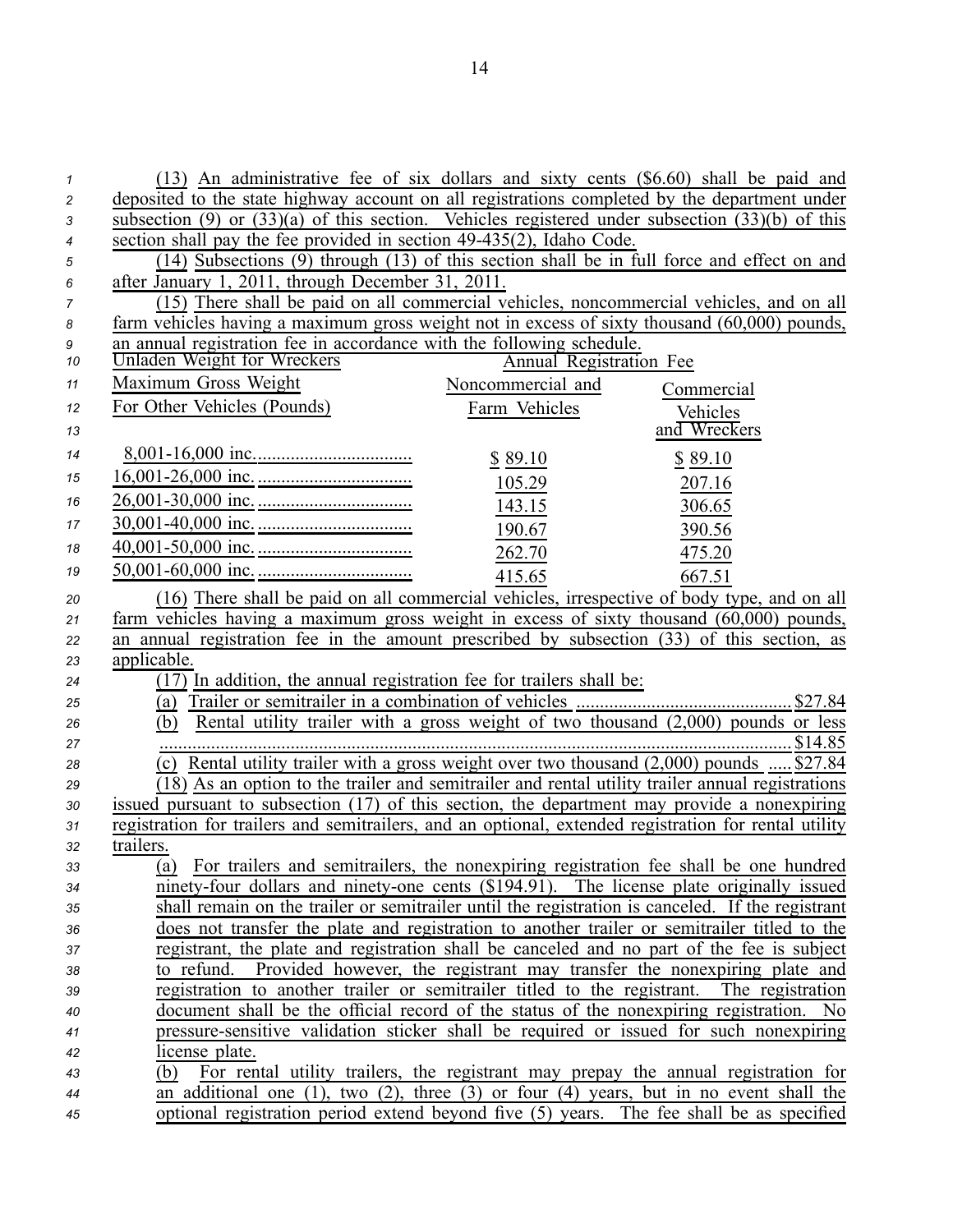(13) An administrative fee of six dollars and sixty cents ($6.60) shall be paid and deposited to the state highway account on all registrations completed by the department under subsection (9) or (33)(a) of this section. Vehicles registered under subsection (33)(b) of this section shall pay the fee provided in section 49-435(2), Idaho Code.

(14) Subsections (9) through (13) of this section shall be in full force and effect on and after January 1, 2011, through December 31, 2011.

(15) There shall be paid on all commercial vehicles, noncommercial vehicles, and on all farm vehicles having a maximum gross weight not in excess of sixty thousand (60,000) pounds, an annual registration fee in accordance with the following schedule.

| Unladen Weight for Wreckers Maximum Gross Weight For Other Vehicles (Pounds) | Annual Registration Fee | |
|---|---|---|
| | Noncommercial and Farm Vehicles | Commercial Vehicles and Wreckers |
| 8,001-16,000 inc. | $ 89.10 | $ 89.10 |
| 16,001-26,000 inc. | 105.29 | 207.16 |
| 26,001-30,000 inc. | 143.15 | 306.65 |
| 30,001-40,000 inc. | 190.67 | 390.56 |
| 40,001-50,000 inc. | 262.70 | 475.20 |
| 50,001-60,000 inc. | 415.65 | 667.51 |

(16) There shall be paid on all commercial vehicles, irrespective of body type, and on all farm vehicles having a maximum gross weight in excess of sixty thousand (60,000) pounds, an annual registration fee in the amount prescribed by subsection (33) of this section, as applicable.

(17) In addition, the annual registration fee for trailers shall be:

(a) Trailer or semitrailer in a combination of vehicles .............................................. $27.84

(b) Rental utility trailer with a gross weight of two thousand (2,000) pounds or less ............................................................................................................................ $14.85

(c) Rental utility trailer with a gross weight over two thousand (2,000) pounds ..... $27.84

(18) As an option to the trailer and semitrailer and rental utility trailer annual registrations issued pursuant to subsection (17) of this section, the department may provide a nonexpiring registration for trailers and semitrailers, and an optional, extended registration for rental utility trailers.

(a) For trailers and semitrailers, the nonexpiring registration fee shall be one hundred ninety-four dollars and ninety-one cents ($194.91). The license plate originally issued shall remain on the trailer or semitrailer until the registration is canceled. If the registrant does not transfer the plate and registration to another trailer or semitrailer titled to the registrant, the plate and registration shall be canceled and no part of the fee is subject to refund. Provided however, the registrant may transfer the nonexpiring plate and registration to another trailer or semitrailer titled to the registrant. The registration document shall be the official record of the status of the nonexpiring registration. No pressure-sensitive validation sticker shall be required or issued for such nonexpiring license plate.

(b) For rental utility trailers, the registrant may prepay the annual registration for an additional one (1), two (2), three (3) or four (4) years, but in no event shall the optional registration period extend beyond five (5) years. The fee shall be as specified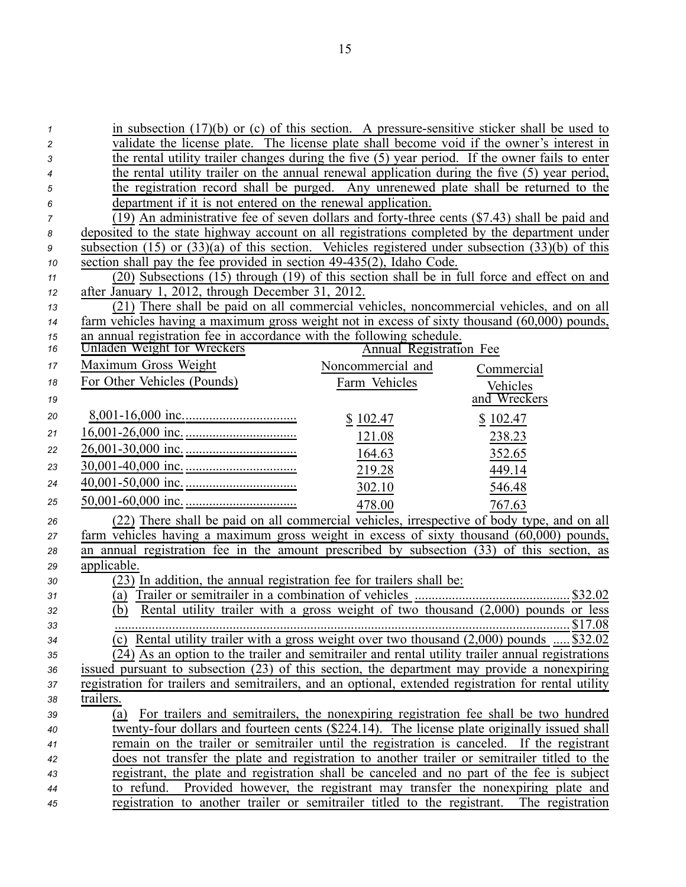in subsection (17)(b) or (c) of this section. A pressure-sensitive sticker shall be used to validate the license plate. The license plate shall become void if the owner's interest in the rental utility trailer changes during the five (5) year period. If the owner fails to enter the rental utility trailer on the annual renewal application during the five (5) year period, the registration record shall be purged. Any unrenewed plate shall be returned to the department if it is not entered on the renewal application.

(19) An administrative fee of seven dollars and forty-three cents ($7.43) shall be paid and deposited to the state highway account on all registrations completed by the department under subsection (15) or (33)(a) of this section. Vehicles registered under subsection (33)(b) of this section shall pay the fee provided in section 49-435(2), Idaho Code.

(20) Subsections (15) through (19) of this section shall be in full force and effect on and after January 1, 2012, through December 31, 2012.

(21) There shall be paid on all commercial vehicles, noncommercial vehicles, and on all farm vehicles having a maximum gross weight not in excess of sixty thousand (60,000) pounds, an annual registration fee in accordance with the following schedule.

| Unladen Weight for Wreckers Maximum Gross Weight For Other Vehicles (Pounds) | Annual Registration Fee Noncommercial and Farm Vehicles | Commercial Vehicles and Wreckers |
|---|---|---|
| 8,001-16,000 inc. | $ 102.47 | $ 102.47 |
| 16,001-26,000 inc. | 121.08 | 238.23 |
| 26,001-30,000 inc. | 164.63 | 352.65 |
| 30,001-40,000 inc. | 219.28 | 449.14 |
| 40,001-50,000 inc. | 302.10 | 546.48 |
| 50,001-60,000 inc. | 478.00 | 767.63 |

(22) There shall be paid on all commercial vehicles, irrespective of body type, and on all farm vehicles having a maximum gross weight in excess of sixty thousand (60,000) pounds, an annual registration fee in the amount prescribed by subsection (33) of this section, as applicable.

(23) In addition, the annual registration fee for trailers shall be:

(a) Trailer or semitrailer in a combination of vehicles .............. $32.02

(b) Rental utility trailer with a gross weight of two thousand (2,000) pounds or less .............. $17.08

(c) Rental utility trailer with a gross weight over two thousand (2,000) pounds ..... $32.02

(24) As an option to the trailer and semitrailer and rental utility trailer annual registrations issued pursuant to subsection (23) of this section, the department may provide a nonexpiring registration for trailers and semitrailers, and an optional, extended registration for rental utility trailers.

(a) For trailers and semitrailers, the nonexpiring registration fee shall be two hundred twenty-four dollars and fourteen cents ($224.14). The license plate originally issued shall remain on the trailer or semitrailer until the registration is canceled. If the registrant does not transfer the plate and registration to another trailer or semitrailer titled to the registrant, the plate and registration shall be canceled and no part of the fee is subject to refund. Provided however, the registrant may transfer the nonexpiring plate and registration to another trailer or semitrailer titled to the registrant. The registration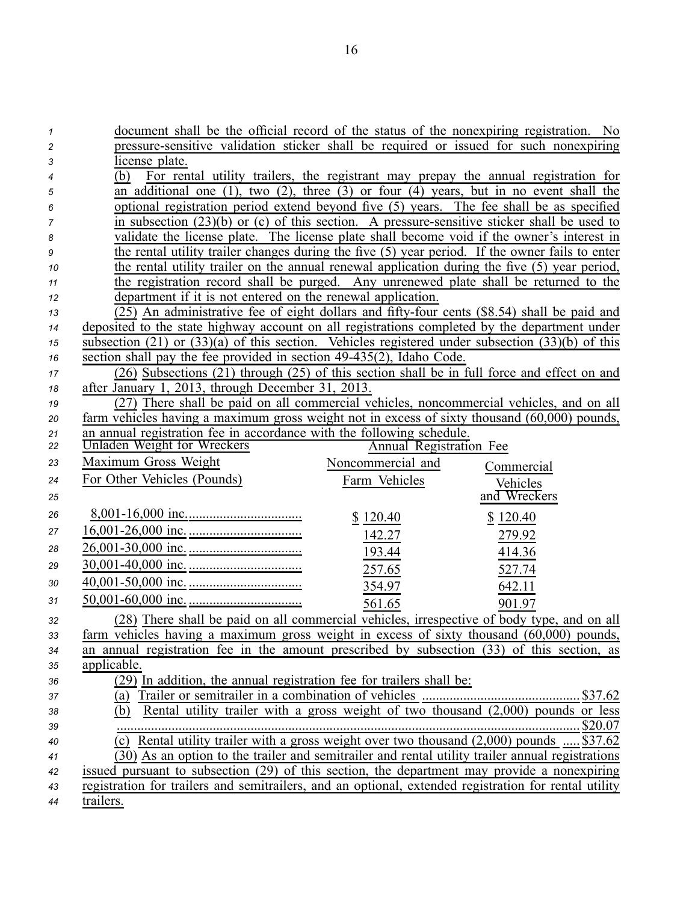document shall be the official record of the status of the nonexpiring registration. No pressure-sensitive validation sticker shall be required or issued for such nonexpiring license plate.

(b) For rental utility trailers, the registrant may prepay the annual registration for an additional one (1), two (2), three (3) or four (4) years, but in no event shall the optional registration period extend beyond five (5) years. The fee shall be as specified in subsection (23)(b) or (c) of this section. A pressure-sensitive sticker shall be used to validate the license plate. The license plate shall become void if the owner's interest in the rental utility trailer changes during the five (5) year period. If the owner fails to enter the rental utility trailer on the annual renewal application during the five (5) year period, the registration record shall be purged. Any unrenewed plate shall be returned to the department if it is not entered on the renewal application.

(25) An administrative fee of eight dollars and fifty-four cents ($8.54) shall be paid and deposited to the state highway account on all registrations completed by the department under subsection (21) or (33)(a) of this section. Vehicles registered under subsection (33)(b) of this section shall pay the fee provided in section 49-435(2), Idaho Code.

(26) Subsections (21) through (25) of this section shall be in full force and effect on and after January 1, 2013, through December 31, 2013.

(27) There shall be paid on all commercial vehicles, noncommercial vehicles, and on all farm vehicles having a maximum gross weight not in excess of sixty thousand (60,000) pounds, an annual registration fee in accordance with the following schedule.

| Unladen Weight for Wreckers Maximum Gross Weight For Other Vehicles (Pounds) | Annual Registration Fee | |
|---|---|---|
| | Noncommercial and Farm Vehicles | Commercial Vehicles and Wreckers |
| 8,001-16,000 inc. | $ 120.40 | $ 120.40 |
| 16,001-26,000 inc. | 142.27 | 279.92 |
| 26,001-30,000 inc. | 193.44 | 414.36 |
| 30,001-40,000 inc. | 257.65 | 527.74 |
| 40,001-50,000 inc. | 354.97 | 642.11 |
| 50,001-60,000 inc. | 561.65 | 901.97 |

(28) There shall be paid on all commercial vehicles, irrespective of body type, and on all farm vehicles having a maximum gross weight in excess of sixty thousand (60,000) pounds, an annual registration fee in the amount prescribed by subsection (33) of this section, as applicable.

(29) In addition, the annual registration fee for trailers shall be:

(a) Trailer or semitrailer in a combination of vehicles ............................................ $37.62

(b) Rental utility trailer with a gross weight of two thousand (2,000) pounds or less ........................................................................................................................ $20.07

(c) Rental utility trailer with a gross weight over two thousand (2,000) pounds ..... $37.62

(30) As an option to the trailer and semitrailer and rental utility trailer annual registrations issued pursuant to subsection (29) of this section, the department may provide a nonexpiring registration for trailers and semitrailers, and an optional, extended registration for rental utility trailers.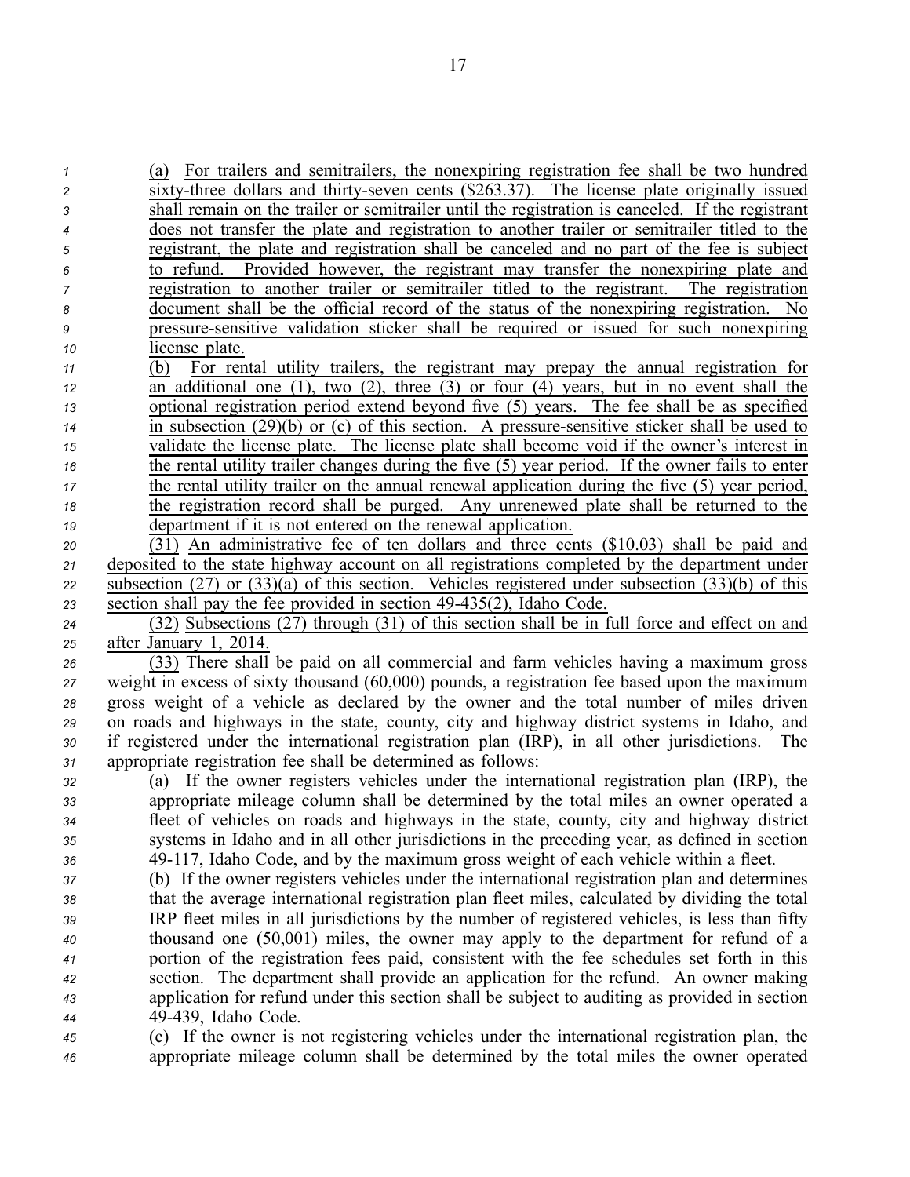(a) For trailers and semitrailers, the nonexpiring registration fee shall be two hundred sixty-three dollars and thirty-seven cents ($263.37). The license plate originally issued shall remain on the trailer or semitrailer until the registration is canceled. If the registrant does not transfer the plate and registration to another trailer or semitrailer titled to the registrant, the plate and registration shall be canceled and no part of the fee is subject to refund. Provided however, the registrant may transfer the nonexpiring plate and registration to another trailer or semitrailer titled to the registrant. The registration document shall be the official record of the status of the nonexpiring registration. No pressure-sensitive validation sticker shall be required or issued for such nonexpiring license plate.

(b) For rental utility trailers, the registrant may prepay the annual registration for an additional one (1), two (2), three (3) or four (4) years, but in no event shall the optional registration period extend beyond five (5) years. The fee shall be as specified in subsection (29)(b) or (c) of this section. A pressure-sensitive sticker shall be used to validate the license plate. The license plate shall become void if the owner's interest in the rental utility trailer changes during the five (5) year period. If the owner fails to enter the rental utility trailer on the annual renewal application during the five (5) year period, the registration record shall be purged. Any unrenewed plate shall be returned to the department if it is not entered on the renewal application.

(31) An administrative fee of ten dollars and three cents ($10.03) shall be paid and deposited to the state highway account on all registrations completed by the department under subsection (27) or (33)(a) of this section. Vehicles registered under subsection (33)(b) of this section shall pay the fee provided in section 49-435(2), Idaho Code.

(32) Subsections (27) through (31) of this section shall be in full force and effect on and after January 1, 2014.

(33) There shall be paid on all commercial and farm vehicles having a maximum gross weight in excess of sixty thousand (60,000) pounds, a registration fee based upon the maximum gross weight of a vehicle as declared by the owner and the total number of miles driven on roads and highways in the state, county, city and highway district systems in Idaho, and if registered under the international registration plan (IRP), in all other jurisdictions. The appropriate registration fee shall be determined as follows:

(a) If the owner registers vehicles under the international registration plan (IRP), the appropriate mileage column shall be determined by the total miles an owner operated a fleet of vehicles on roads and highways in the state, county, city and highway district systems in Idaho and in all other jurisdictions in the preceding year, as defined in section 49-117, Idaho Code, and by the maximum gross weight of each vehicle within a fleet.

(b) If the owner registers vehicles under the international registration plan and determines that the average international registration plan fleet miles, calculated by dividing the total IRP fleet miles in all jurisdictions by the number of registered vehicles, is less than fifty thousand one (50,001) miles, the owner may apply to the department for refund of a portion of the registration fees paid, consistent with the fee schedules set forth in this section. The department shall provide an application for the refund. An owner making application for refund under this section shall be subject to auditing as provided in section 49-439, Idaho Code.

(c) If the owner is not registering vehicles under the international registration plan, the appropriate mileage column shall be determined by the total miles the owner operated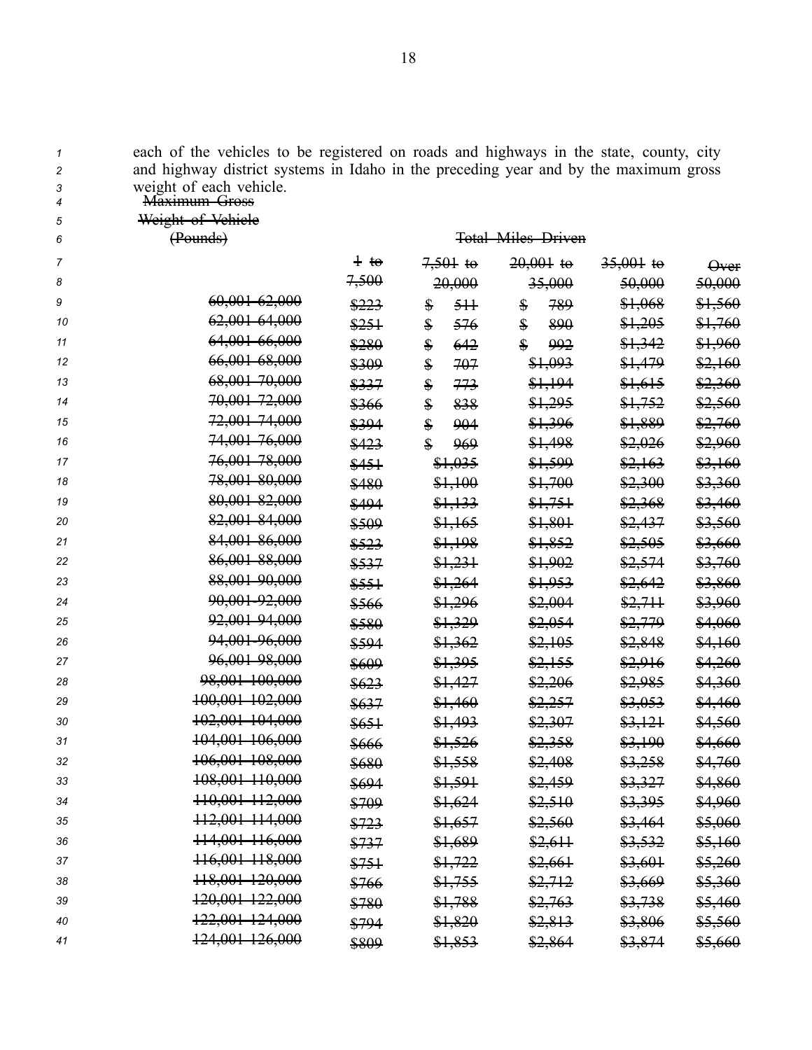each of the vehicles to be registered on roads and highways in the state, county, city and highway district systems in Idaho in the preceding year and by the maximum gross weight of each vehicle.

| ~~Maximum Gross Weight of Vehicle (Pounds)~~ | ~~Total Miles Driven~~ | | | | |
|---|---|---|---|---|---|
| | ~~1 to 7,500~~ | ~~7,501 to 20,000~~ | ~~20,001 to 35,000~~ | ~~35,001 to 50,000~~ | ~~Over 50,000~~ |
| ~~60,001-62,000~~ | ~~$223~~ | ~~$ 511~~ | ~~$ 789~~ | ~~$1,068~~ | ~~$1,560~~ |
| ~~62,001-64,000~~ | ~~$251~~ | ~~$ 576~~ | ~~$ 890~~ | ~~$1,205~~ | ~~$1,760~~ |
| ~~64,001-66,000~~ | ~~$280~~ | ~~$ 642~~ | ~~$ 992~~ | ~~$1,342~~ | ~~$1,960~~ |
| ~~66,001-68,000~~ | ~~$309~~ | ~~$ 707~~ | ~~$1,093~~ | ~~$1,479~~ | ~~$2,160~~ |
| ~~68,001-70,000~~ | ~~$337~~ | ~~$ 773~~ | ~~$1,194~~ | ~~$1,615~~ | ~~$2,360~~ |
| ~~70,001-72,000~~ | ~~$366~~ | ~~$ 838~~ | ~~$1,295~~ | ~~$1,752~~ | ~~$2,560~~ |
| ~~72,001-74,000~~ | ~~$394~~ | ~~$ 904~~ | ~~$1,396~~ | ~~$1,889~~ | ~~$2,760~~ |
| ~~74,001-76,000~~ | ~~$423~~ | ~~$ 969~~ | ~~$1,498~~ | ~~$2,026~~ | ~~$2,960~~ |
| ~~76,001-78,000~~ | ~~$451~~ | ~~$1,035~~ | ~~$1,599~~ | ~~$2,163~~ | ~~$3,160~~ |
| ~~78,001-80,000~~ | ~~$480~~ | ~~$1,100~~ | ~~$1,700~~ | ~~$2,300~~ | ~~$3,360~~ |
| ~~80,001-82,000~~ | ~~$494~~ | ~~$1,133~~ | ~~$1,751~~ | ~~$2,368~~ | ~~$3,460~~ |
| ~~82,001-84,000~~ | ~~$509~~ | ~~$1,165~~ | ~~$1,801~~ | ~~$2,437~~ | ~~$3,560~~ |
| ~~84,001-86,000~~ | ~~$523~~ | ~~$1,198~~ | ~~$1,852~~ | ~~$2,505~~ | ~~$3,660~~ |
| ~~86,001-88,000~~ | ~~$537~~ | ~~$1,231~~ | ~~$1,902~~ | ~~$2,574~~ | ~~$3,760~~ |
| ~~88,001-90,000~~ | ~~$551~~ | ~~$1,264~~ | ~~$1,953~~ | ~~$2,642~~ | ~~$3,860~~ |
| ~~90,001-92,000~~ | ~~$566~~ | ~~$1,296~~ | ~~$2,004~~ | ~~$2,711~~ | ~~$3,960~~ |
| ~~92,001-94,000~~ | ~~$580~~ | ~~$1,329~~ | ~~$2,054~~ | ~~$2,779~~ | ~~$4,060~~ |
| ~~94,001-96,000~~ | ~~$594~~ | ~~$1,362~~ | ~~$2,105~~ | ~~$2,848~~ | ~~$4,160~~ |
| ~~96,001-98,000~~ | ~~$609~~ | ~~$1,395~~ | ~~$2,155~~ | ~~$2,916~~ | ~~$4,260~~ |
| ~~98,001-100,000~~ | ~~$623~~ | ~~$1,427~~ | ~~$2,206~~ | ~~$2,985~~ | ~~$4,360~~ |
| ~~100,001-102,000~~ | ~~$637~~ | ~~$1,460~~ | ~~$2,257~~ | ~~$3,053~~ | ~~$4,460~~ |
| ~~102,001-104,000~~ | ~~$651~~ | ~~$1,493~~ | ~~$2,307~~ | ~~$3,121~~ | ~~$4,560~~ |
| ~~104,001-106,000~~ | ~~$666~~ | ~~$1,526~~ | ~~$2,358~~ | ~~$3,190~~ | ~~$4,660~~ |
| ~~106,001-108,000~~ | ~~$680~~ | ~~$1,558~~ | ~~$2,408~~ | ~~$3,258~~ | ~~$4,760~~ |
| ~~108,001-110,000~~ | ~~$694~~ | ~~$1,591~~ | ~~$2,459~~ | ~~$3,327~~ | ~~$4,860~~ |
| ~~110,001-112,000~~ | ~~$709~~ | ~~$1,624~~ | ~~$2,510~~ | ~~$3,395~~ | ~~$4,960~~ |
| ~~112,001-114,000~~ | ~~$723~~ | ~~$1,657~~ | ~~$2,560~~ | ~~$3,464~~ | ~~$5,060~~ |
| ~~114,001-116,000~~ | ~~$737~~ | ~~$1,689~~ | ~~$2,611~~ | ~~$3,532~~ | ~~$5,160~~ |
| ~~116,001-118,000~~ | ~~$751~~ | ~~$1,722~~ | ~~$2,661~~ | ~~$3,601~~ | ~~$5,260~~ |
| ~~118,001-120,000~~ | ~~$766~~ | ~~$1,755~~ | ~~$2,712~~ | ~~$3,669~~ | ~~$5,360~~ |
| ~~120,001-122,000~~ | ~~$780~~ | ~~$1,788~~ | ~~$2,763~~ | ~~$3,738~~ | ~~$5,460~~ |
| ~~122,001-124,000~~ | ~~$794~~ | ~~$1,820~~ | ~~$2,813~~ | ~~$3,806~~ | ~~$5,560~~ |
| ~~124,001-126,000~~ | ~~$809~~ | ~~$1,853~~ | ~~$2,864~~ | ~~$3,874~~ | ~~$5,660~~ |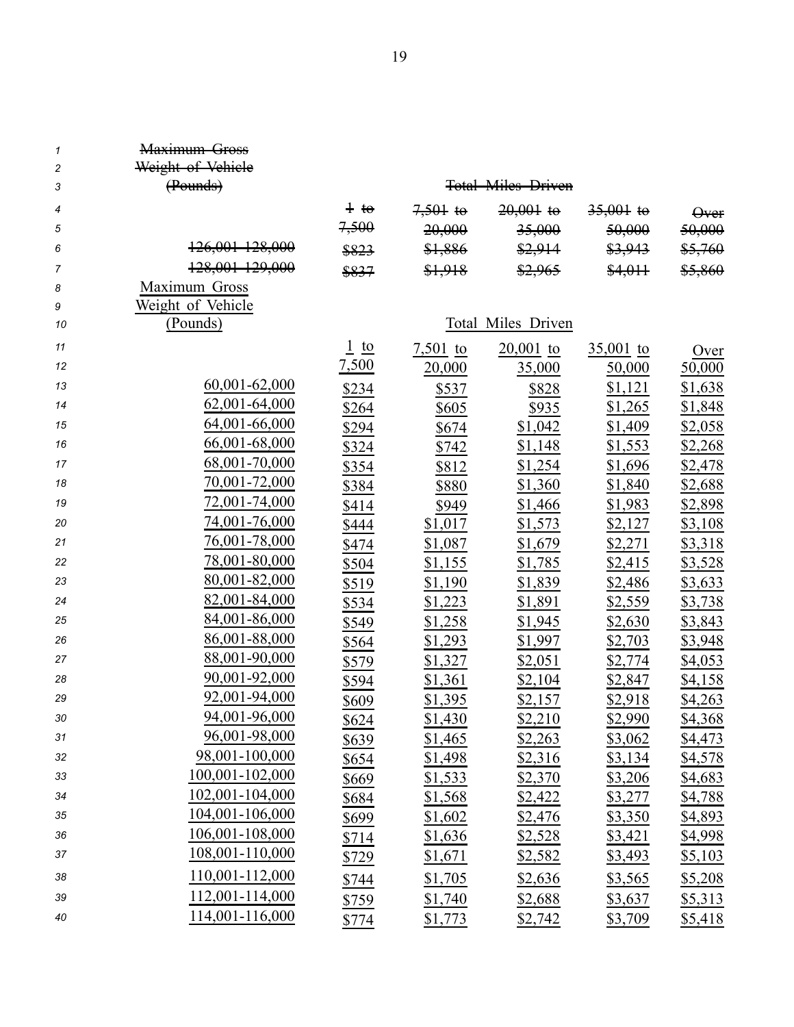~~Maximum Gross Weight of Vehicle (Pounds)~~

| ~~Maximum Gross Weight of Vehicle (Pounds)~~ | ~~Total Miles Driven~~ | | | | |
|---|---|---|---|---|---|
| | ~~1 to 7,500~~ | ~~7,501 to 20,000~~ | ~~20,001 to 35,000~~ | ~~35,001 to 50,000~~ | ~~Over 50,000~~ |
| ~~126,001-128,000~~ | ~~$823~~ | ~~$1,886~~ | ~~$2,914~~ | ~~$3,943~~ | ~~$5,760~~ |
| ~~128,001-129,000~~ | ~~$837~~ | ~~$1,918~~ | ~~$2,965~~ | ~~$4,011~~ | ~~$5,860~~ |

| Maximum Gross Weight of Vehicle (Pounds) | Total Miles Driven | | | | |
|---|---|---|---|---|---|
| | 1 to 7,500 | 7,501 to 20,000 | 20,001 to 35,000 | 35,001 to 50,000 | Over 50,000 |
| 60,001-62,000 | $234 | $537 | $828 | $1,121 | $1,638 |
| 62,001-64,000 | $264 | $605 | $935 | $1,265 | $1,848 |
| 64,001-66,000 | $294 | $674 | $1,042 | $1,409 | $2,058 |
| 66,001-68,000 | $324 | $742 | $1,148 | $1,553 | $2,268 |
| 68,001-70,000 | $354 | $812 | $1,254 | $1,696 | $2,478 |
| 70,001-72,000 | $384 | $880 | $1,360 | $1,840 | $2,688 |
| 72,001-74,000 | $414 | $949 | $1,466 | $1,983 | $2,898 |
| 74,001-76,000 | $444 | $1,017 | $1,573 | $2,127 | $3,108 |
| 76,001-78,000 | $474 | $1,087 | $1,679 | $2,271 | $3,318 |
| 78,001-80,000 | $504 | $1,155 | $1,785 | $2,415 | $3,528 |
| 80,001-82,000 | $519 | $1,190 | $1,839 | $2,486 | $3,633 |
| 82,001-84,000 | $534 | $1,223 | $1,891 | $2,559 | $3,738 |
| 84,001-86,000 | $549 | $1,258 | $1,945 | $2,630 | $3,843 |
| 86,001-88,000 | $564 | $1,293 | $1,997 | $2,703 | $3,948 |
| 88,001-90,000 | $579 | $1,327 | $2,051 | $2,774 | $4,053 |
| 90,001-92,000 | $594 | $1,361 | $2,104 | $2,847 | $4,158 |
| 92,001-94,000 | $609 | $1,395 | $2,157 | $2,918 | $4,263 |
| 94,001-96,000 | $624 | $1,430 | $2,210 | $2,990 | $4,368 |
| 96,001-98,000 | $639 | $1,465 | $2,263 | $3,062 | $4,473 |
| 98,001-100,000 | $654 | $1,498 | $2,316 | $3,134 | $4,578 |
| 100,001-102,000 | $669 | $1,533 | $2,370 | $3,206 | $4,683 |
| 102,001-104,000 | $684 | $1,568 | $2,422 | $3,277 | $4,788 |
| 104,001-106,000 | $699 | $1,602 | $2,476 | $3,350 | $4,893 |
| 106,001-108,000 | $714 | $1,636 | $2,528 | $3,421 | $4,998 |
| 108,001-110,000 | $729 | $1,671 | $2,582 | $3,493 | $5,103 |
| 110,001-112,000 | $744 | $1,705 | $2,636 | $3,565 | $5,208 |
| 112,001-114,000 | $759 | $1,740 | $2,688 | $3,637 | $5,313 |
| 114,001-116,000 | $774 | $1,773 | $2,742 | $3,709 | $5,418 |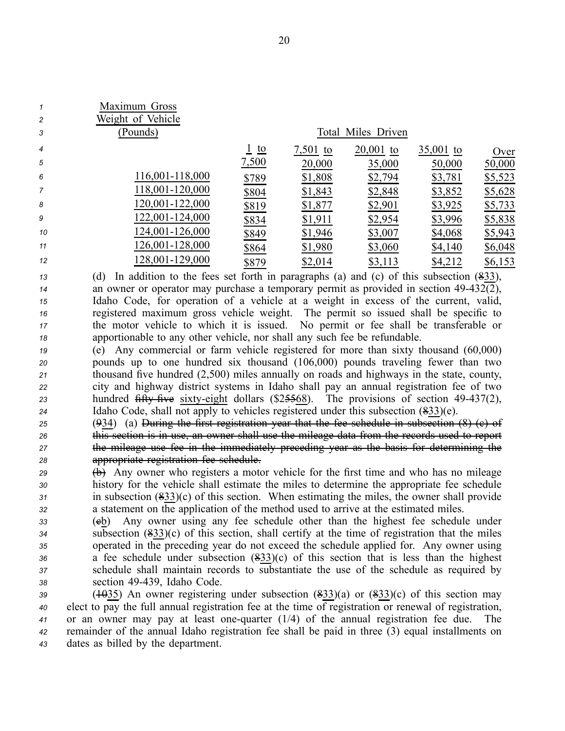| Maximum Gross Weight of Vehicle (Pounds) | Total Miles Driven | | | | |
|---|---|---|---|---|---|
| | 1 to 7,500 | 7,501 to 20,000 | 20,001 to 35,000 | 35,001 to 50,000 | Over 50,000 |
| 116,001-118,000 | $789 | $1,808 | $2,794 | $3,781 | $5,523 |
| 118,001-120,000 | $804 | $1,843 | $2,848 | $3,852 | $5,628 |
| 120,001-122,000 | $819 | $1,877 | $2,901 | $3,925 | $5,733 |
| 122,001-124,000 | $834 | $1,911 | $2,954 | $3,996 | $5,838 |
| 124,001-126,000 | $849 | $1,946 | $3,007 | $4,068 | $5,943 |
| 126,001-128,000 | $864 | $1,980 | $3,060 | $4,140 | $6,048 |
| 128,001-129,000 | $879 | $2,014 | $3,113 | $4,212 | $6,153 |

(d) In addition to the fees set forth in paragraphs (a) and (c) of this subsection (~~8~~33), an owner or operator may purchase a temporary permit as provided in section 49-432(2), Idaho Code, for operation of a vehicle at a weight in excess of the current, valid, registered maximum gross vehicle weight. The permit so issued shall be specific to the motor vehicle to which it is issued. No permit or fee shall be transferable or apportionable to any other vehicle, nor shall any such fee be refundable.

(e) Any commercial or farm vehicle registered for more than sixty thousand (60,000) pounds up to one hundred six thousand (106,000) pounds traveling fewer than two thousand five hundred (2,500) miles annually on roads and highways in the state, county, city and highway district systems in Idaho shall pay an annual registration fee of two hundred ~~fifty-five~~ sixty-eight dollars ($2~~55~~68). The provisions of section 49-437(2), Idaho Code, shall not apply to vehicles registered under this subsection (~~8~~33)(e).

(~~9~~34) (a) ~~During the first registration year that the fee schedule in subsection (8) (c) of this section is in use, an owner shall use the mileage data from the records used to report the mileage use fee in the immediately preceding year as the basis for determining the appropriate registration fee schedule.~~

~~(b)~~ Any owner who registers a motor vehicle for the first time and who has no mileage history for the vehicle shall estimate the miles to determine the appropriate fee schedule in subsection (~~8~~33)(c) of this section. When estimating the miles, the owner shall provide a statement on the application of the method used to arrive at the estimated miles.

(~~c~~b) Any owner using any fee schedule other than the highest fee schedule under subsection (~~8~~33)(c) of this section, shall certify at the time of registration that the miles operated in the preceding year do not exceed the schedule applied for. Any owner using a fee schedule under subsection (~~8~~33)(c) of this section that is less than the highest schedule shall maintain records to substantiate the use of the schedule as required by section 49-439, Idaho Code.

(~~10~~35) An owner registering under subsection (~~8~~33)(a) or (~~8~~33)(c) of this section may elect to pay the full annual registration fee at the time of registration or renewal of registration, or an owner may pay at least one-quarter (1/4) of the annual registration fee due. The remainder of the annual Idaho registration fee shall be paid in three (3) equal installments on dates as billed by the department.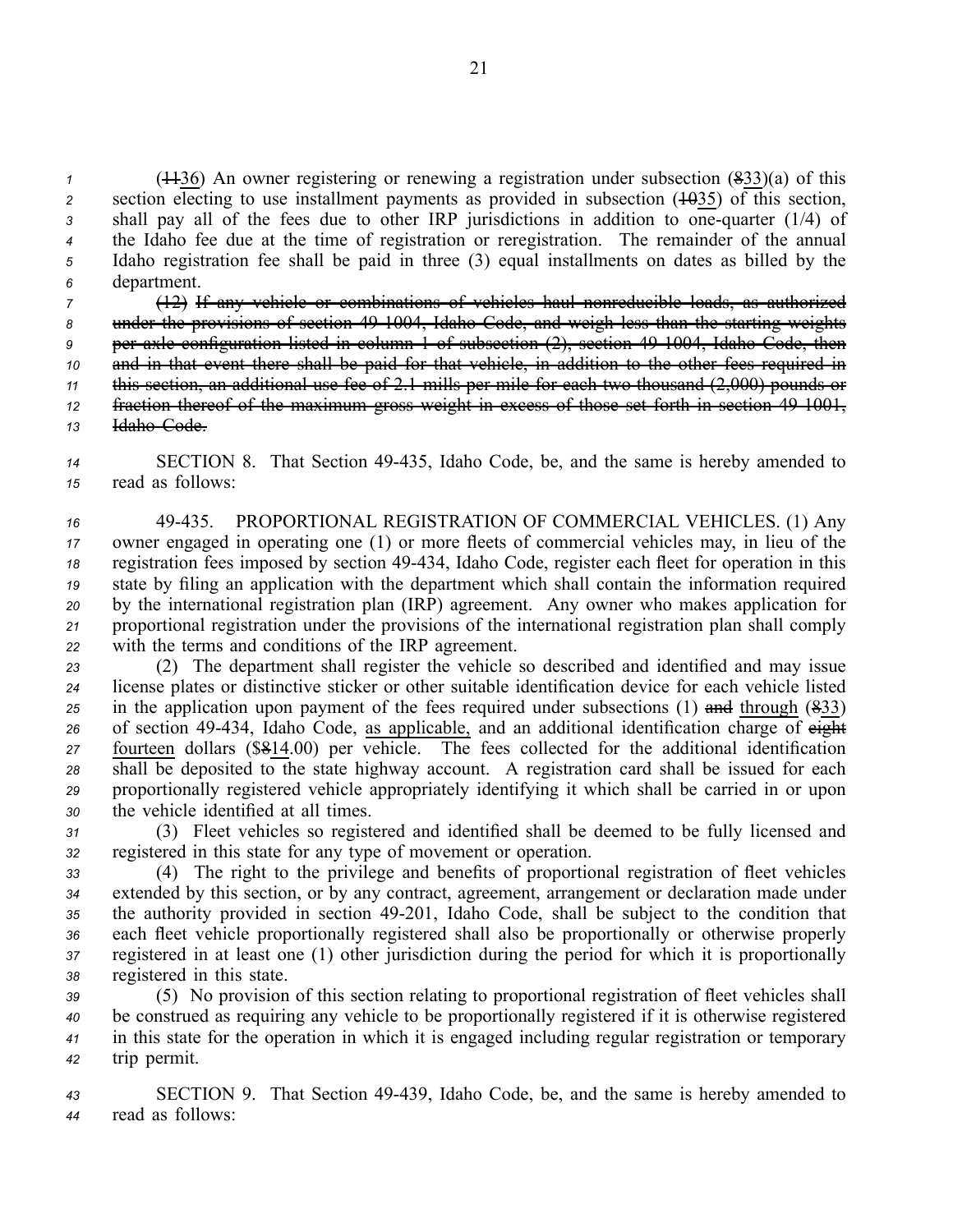(~~11~~36) An owner registering or renewing a registration under subsection (~~8~~33)(a) of this section electing to use installment payments as provided in subsection (~~10~~35) of this section, shall pay all of the fees due to other IRP jurisdictions in addition to one-quarter (1/4) of the Idaho fee due at the time of registration or reregistration. The remainder of the annual Idaho registration fee shall be paid in three (3) equal installments on dates as billed by the department.

~~(12) If any vehicle or combinations of vehicles haul nonreducible loads, as authorized under the provisions of section 49-1004, Idaho Code, and weigh less than the starting weights per axle configuration listed in column 1 of subsection (2), section 49-1004, Idaho Code, then and in that event there shall be paid for that vehicle, in addition to the other fees required in this section, an additional use fee of 2.1 mills per mile for each two thousand (2,000) pounds or fraction thereof of the maximum gross weight in excess of those set forth in section 49-1001, Idaho Code.~~

SECTION 8. That Section 49-435, Idaho Code, be, and the same is hereby amended to read as follows:

49-435. PROPORTIONAL REGISTRATION OF COMMERCIAL VEHICLES. (1) Any owner engaged in operating one (1) or more fleets of commercial vehicles may, in lieu of the registration fees imposed by section 49-434, Idaho Code, register each fleet for operation in this state by filing an application with the department which shall contain the information required by the international registration plan (IRP) agreement. Any owner who makes application for proportional registration under the provisions of the international registration plan shall comply with the terms and conditions of the IRP agreement.

(2) The department shall register the vehicle so described and identified and may issue license plates or distinctive sticker or other suitable identification device for each vehicle listed in the application upon payment of the fees required under subsections (1) ~~and~~ through (~~8~~33) of section 49-434, Idaho Code, as applicable, and an additional identification charge of ~~eight~~ fourteen dollars ($~~8~~14.00) per vehicle. The fees collected for the additional identification shall be deposited to the state highway account. A registration card shall be issued for each proportionally registered vehicle appropriately identifying it which shall be carried in or upon the vehicle identified at all times.

(3) Fleet vehicles so registered and identified shall be deemed to be fully licensed and registered in this state for any type of movement or operation.

(4) The right to the privilege and benefits of proportional registration of fleet vehicles extended by this section, or by any contract, agreement, arrangement or declaration made under the authority provided in section 49-201, Idaho Code, shall be subject to the condition that each fleet vehicle proportionally registered shall also be proportionally or otherwise properly registered in at least one (1) other jurisdiction during the period for which it is proportionally registered in this state.

(5) No provision of this section relating to proportional registration of fleet vehicles shall be construed as requiring any vehicle to be proportionally registered if it is otherwise registered in this state for the operation in which it is engaged including regular registration or temporary trip permit.

SECTION 9. That Section 49-439, Idaho Code, be, and the same is hereby amended to read as follows: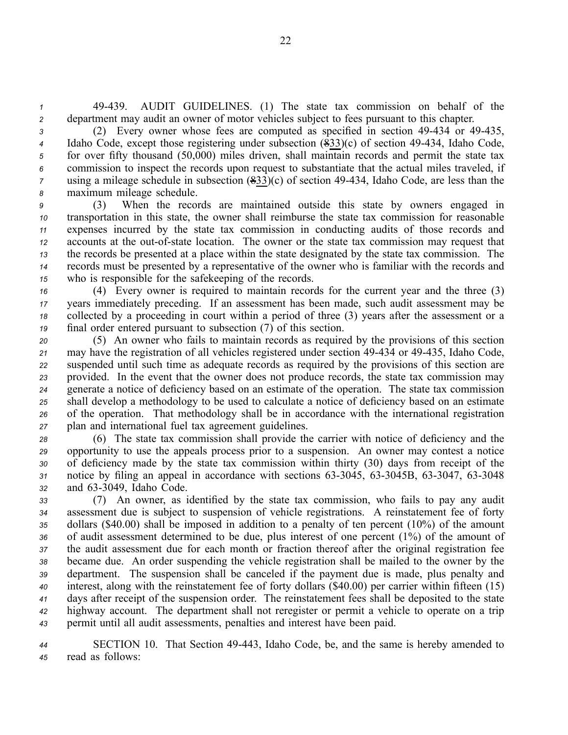49-439. AUDIT GUIDELINES. (1) The state tax commission on behalf of the department may audit an owner of motor vehicles subject to fees pursuant to this chapter.

(2) Every owner whose fees are computed as specified in section 49-434 or 49-435, Idaho Code, except those registering under subsection (~~8~~33)(c) of section 49-434, Idaho Code, for over fifty thousand (50,000) miles driven, shall maintain records and permit the state tax commission to inspect the records upon request to substantiate that the actual miles traveled, if using a mileage schedule in subsection (~~8~~33)(c) of section 49-434, Idaho Code, are less than the maximum mileage schedule.

(3) When the records are maintained outside this state by owners engaged in transportation in this state, the owner shall reimburse the state tax commission for reasonable expenses incurred by the state tax commission in conducting audits of those records and accounts at the out-of-state location. The owner or the state tax commission may request that the records be presented at a place within the state designated by the state tax commission. The records must be presented by a representative of the owner who is familiar with the records and who is responsible for the safekeeping of the records.

(4) Every owner is required to maintain records for the current year and the three (3) years immediately preceding. If an assessment has been made, such audit assessment may be collected by a proceeding in court within a period of three (3) years after the assessment or a final order entered pursuant to subsection (7) of this section.

(5) An owner who fails to maintain records as required by the provisions of this section may have the registration of all vehicles registered under section 49-434 or 49-435, Idaho Code, suspended until such time as adequate records as required by the provisions of this section are provided. In the event that the owner does not produce records, the state tax commission may generate a notice of deficiency based on an estimate of the operation. The state tax commission shall develop a methodology to be used to calculate a notice of deficiency based on an estimate of the operation. That methodology shall be in accordance with the international registration plan and international fuel tax agreement guidelines.

(6) The state tax commission shall provide the carrier with notice of deficiency and the opportunity to use the appeals process prior to a suspension. An owner may contest a notice of deficiency made by the state tax commission within thirty (30) days from receipt of the notice by filing an appeal in accordance with sections 63-3045, 63-3045B, 63-3047, 63-3048 and 63-3049, Idaho Code.

(7) An owner, as identified by the state tax commission, who fails to pay any audit assessment due is subject to suspension of vehicle registrations. A reinstatement fee of forty dollars ($40.00) shall be imposed in addition to a penalty of ten percent (10%) of the amount of audit assessment determined to be due, plus interest of one percent (1%) of the amount of the audit assessment due for each month or fraction thereof after the original registration fee became due. An order suspending the vehicle registration shall be mailed to the owner by the department. The suspension shall be canceled if the payment due is made, plus penalty and interest, along with the reinstatement fee of forty dollars ($40.00) per carrier within fifteen (15) days after receipt of the suspension order. The reinstatement fees shall be deposited to the state highway account. The department shall not reregister or permit a vehicle to operate on a trip permit until all audit assessments, penalties and interest have been paid.

SECTION 10. That Section 49-443, Idaho Code, be, and the same is hereby amended to read as follows: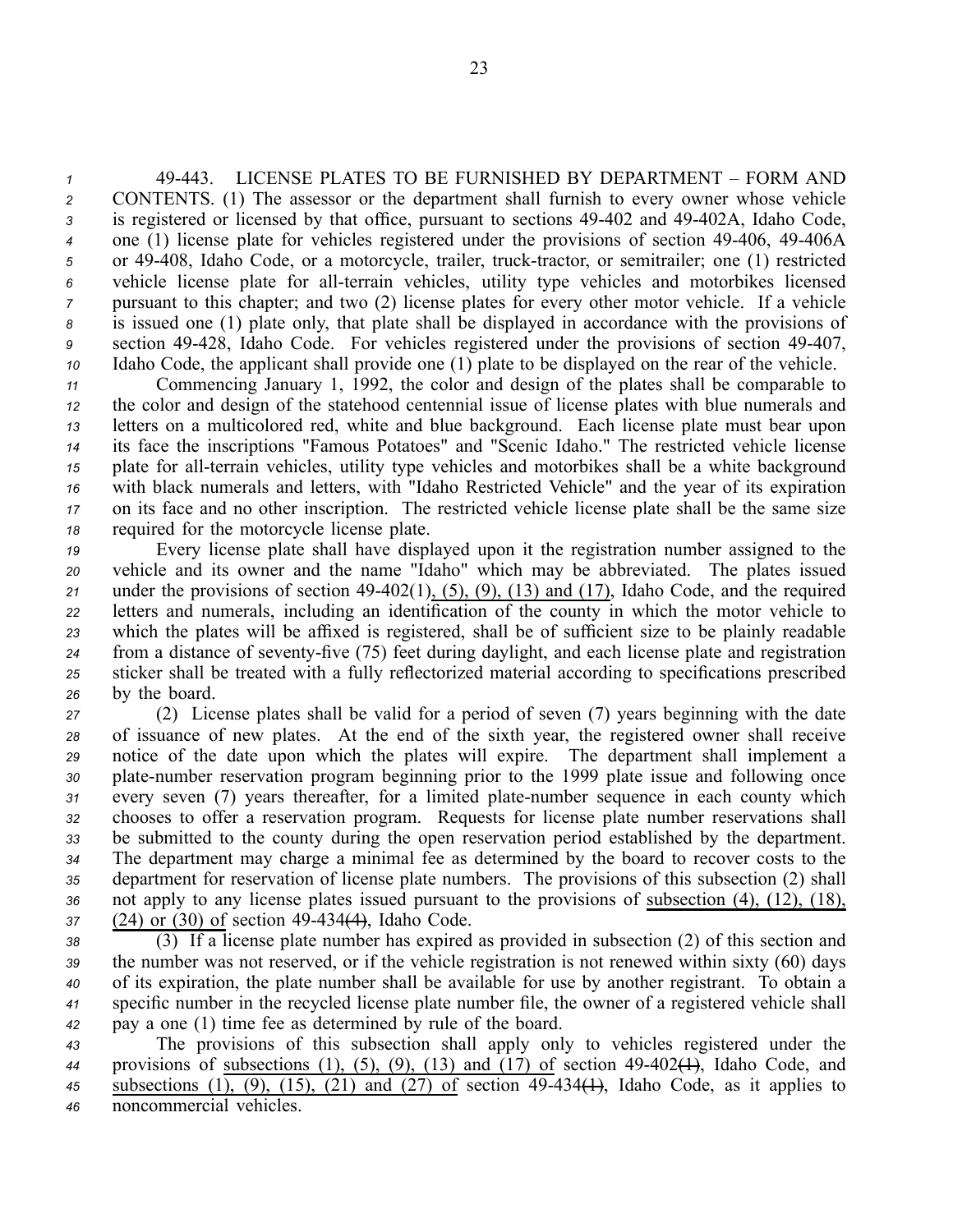49-443. LICENSE PLATES TO BE FURNISHED BY DEPARTMENT – FORM AND CONTENTS. (1) The assessor or the department shall furnish to every owner whose vehicle is registered or licensed by that office, pursuant to sections 49-402 and 49-402A, Idaho Code, one (1) license plate for vehicles registered under the provisions of section 49-406, 49-406A or 49-408, Idaho Code, or a motorcycle, trailer, truck-tractor, or semitrailer; one (1) restricted vehicle license plate for all-terrain vehicles, utility type vehicles and motorbikes licensed pursuant to this chapter; and two (2) license plates for every other motor vehicle. If a vehicle is issued one (1) plate only, that plate shall be displayed in accordance with the provisions of section 49-428, Idaho Code. For vehicles registered under the provisions of section 49-407, Idaho Code, the applicant shall provide one (1) plate to be displayed on the rear of the vehicle.

Commencing January 1, 1992, the color and design of the plates shall be comparable to the color and design of the statehood centennial issue of license plates with blue numerals and letters on a multicolored red, white and blue background. Each license plate must bear upon its face the inscriptions "Famous Potatoes" and "Scenic Idaho." The restricted vehicle license plate for all-terrain vehicles, utility type vehicles and motorbikes shall be a white background with black numerals and letters, with "Idaho Restricted Vehicle" and the year of its expiration on its face and no other inscription. The restricted vehicle license plate shall be the same size required for the motorcycle license plate.

Every license plate shall have displayed upon it the registration number assigned to the vehicle and its owner and the name "Idaho" which may be abbreviated. The plates issued under the provisions of section 49-402(1), (5), (9), (13) and (17), Idaho Code, and the required letters and numerals, including an identification of the county in which the motor vehicle to which the plates will be affixed is registered, shall be of sufficient size to be plainly readable from a distance of seventy-five (75) feet during daylight, and each license plate and registration sticker shall be treated with a fully reflectorized material according to specifications prescribed by the board.

(2) License plates shall be valid for a period of seven (7) years beginning with the date of issuance of new plates. At the end of the sixth year, the registered owner shall receive notice of the date upon which the plates will expire. The department shall implement a plate-number reservation program beginning prior to the 1999 plate issue and following once every seven (7) years thereafter, for a limited plate-number sequence in each county which chooses to offer a reservation program. Requests for license plate number reservations shall be submitted to the county during the open reservation period established by the department. The department may charge a minimal fee as determined by the board to recover costs to the department for reservation of license plate numbers. The provisions of this subsection (2) shall not apply to any license plates issued pursuant to the provisions of subsection (4), (12), (18), (24) or (30) of section 49-434~~(4)~~, Idaho Code.

(3) If a license plate number has expired as provided in subsection (2) of this section and the number was not reserved, or if the vehicle registration is not renewed within sixty (60) days of its expiration, the plate number shall be available for use by another registrant. To obtain a specific number in the recycled license plate number file, the owner of a registered vehicle shall pay a one (1) time fee as determined by rule of the board.

The provisions of this subsection shall apply only to vehicles registered under the provisions of subsections (1), (5), (9), (13) and (17) of section 49-402~~(1)~~, Idaho Code, and subsections (1), (9), (15), (21) and (27) of section 49-434~~(1)~~, Idaho Code, as it applies to noncommercial vehicles.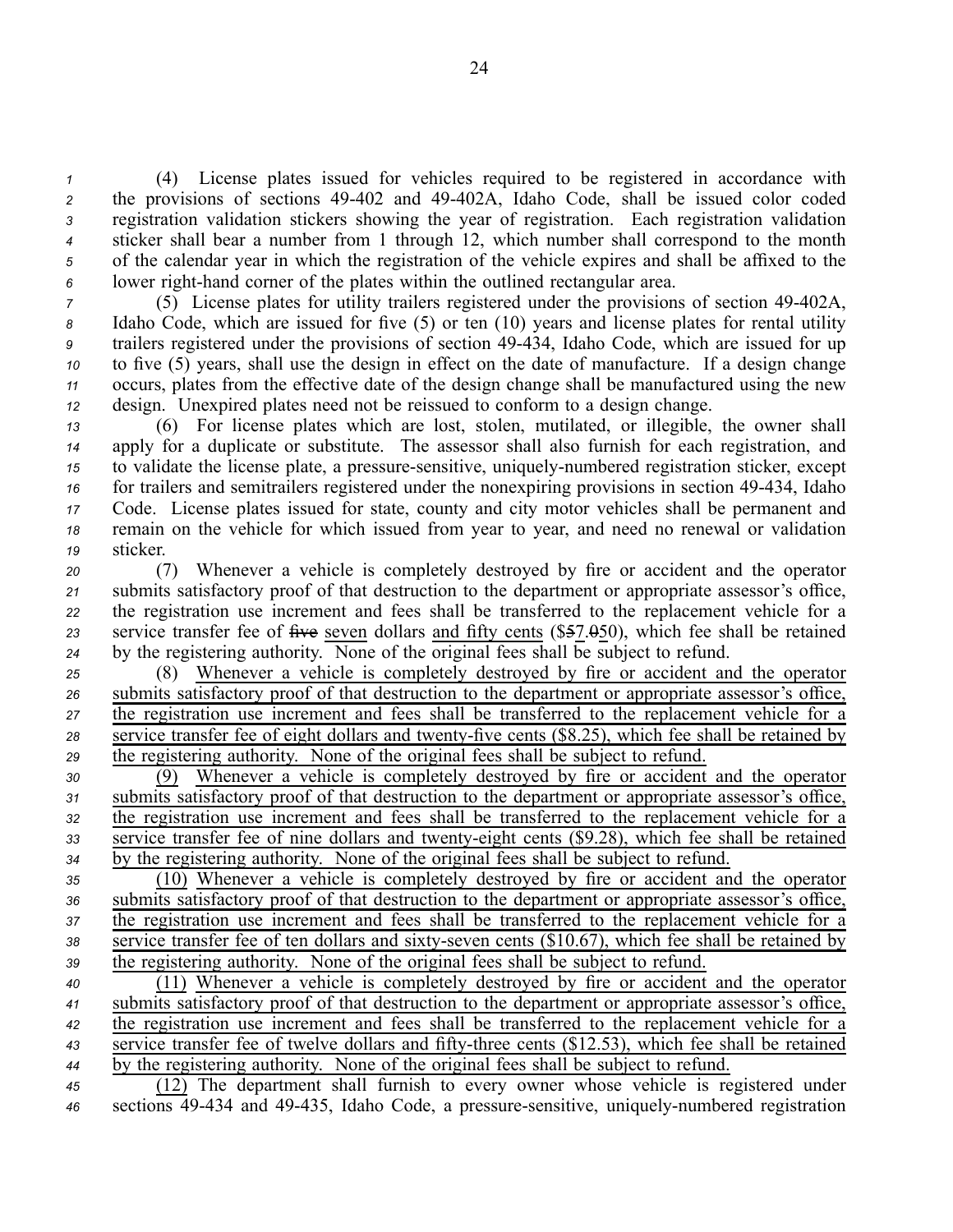(4) License plates issued for vehicles required to be registered in accordance with the provisions of sections 49-402 and 49-402A, Idaho Code, shall be issued color coded registration validation stickers showing the year of registration. Each registration validation sticker shall bear a number from 1 through 12, which number shall correspond to the month of the calendar year in which the registration of the vehicle expires and shall be affixed to the lower right-hand corner of the plates within the outlined rectangular area.

(5) License plates for utility trailers registered under the provisions of section 49-402A, Idaho Code, which are issued for five (5) or ten (10) years and license plates for rental utility trailers registered under the provisions of section 49-434, Idaho Code, which are issued for up to five (5) years, shall use the design in effect on the date of manufacture. If a design change occurs, plates from the effective date of the design change shall be manufactured using the new design. Unexpired plates need not be reissued to conform to a design change.

(6) For license plates which are lost, stolen, mutilated, or illegible, the owner shall apply for a duplicate or substitute. The assessor shall also furnish for each registration, and to validate the license plate, a pressure-sensitive, uniquely-numbered registration sticker, except for trailers and semitrailers registered under the nonexpiring provisions in section 49-434, Idaho Code. License plates issued for state, county and city motor vehicles shall be permanent and remain on the vehicle for which issued from year to year, and need no renewal or validation sticker.

(7) Whenever a vehicle is completely destroyed by fire or accident and the operator submits satisfactory proof of that destruction to the department or appropriate assessor's office, the registration use increment and fees shall be transferred to the replacement vehicle for a service transfer fee of ~~five~~ seven dollars and fifty cents ($~~5~~7.~~0~~50), which fee shall be retained by the registering authority. None of the original fees shall be subject to refund.

(8) Whenever a vehicle is completely destroyed by fire or accident and the operator submits satisfactory proof of that destruction to the department or appropriate assessor's office, the registration use increment and fees shall be transferred to the replacement vehicle for a service transfer fee of eight dollars and twenty-five cents ($8.25), which fee shall be retained by the registering authority. None of the original fees shall be subject to refund.

(9) Whenever a vehicle is completely destroyed by fire or accident and the operator submits satisfactory proof of that destruction to the department or appropriate assessor's office, the registration use increment and fees shall be transferred to the replacement vehicle for a service transfer fee of nine dollars and twenty-eight cents ($9.28), which fee shall be retained by the registering authority. None of the original fees shall be subject to refund.

(10) Whenever a vehicle is completely destroyed by fire or accident and the operator submits satisfactory proof of that destruction to the department or appropriate assessor's office, the registration use increment and fees shall be transferred to the replacement vehicle for a service transfer fee of ten dollars and sixty-seven cents ($10.67), which fee shall be retained by the registering authority. None of the original fees shall be subject to refund.

(11) Whenever a vehicle is completely destroyed by fire or accident and the operator submits satisfactory proof of that destruction to the department or appropriate assessor's office, the registration use increment and fees shall be transferred to the replacement vehicle for a service transfer fee of twelve dollars and fifty-three cents ($12.53), which fee shall be retained by the registering authority. None of the original fees shall be subject to refund.

(12) The department shall furnish to every owner whose vehicle is registered under sections 49-434 and 49-435, Idaho Code, a pressure-sensitive, uniquely-numbered registration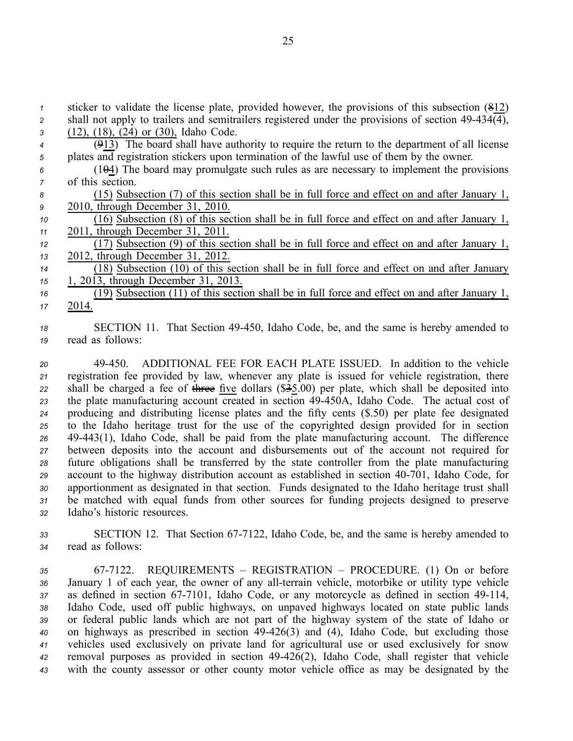sticker to validate the license plate, provided however, the provisions of this subsection (~~8~~12) shall not apply to trailers and semitrailers registered under the provisions of section 49-434(4), (12), (18), (24) or (30), Idaho Code.

(~~9~~13) The board shall have authority to require the return to the department of all license plates and registration stickers upon termination of the lawful use of them by the owner.

(1~~0~~4) The board may promulgate such rules as are necessary to implement the provisions of this section.

(15) Subsection (7) of this section shall be in full force and effect on and after January 1, 2010, through December 31, 2010.

(16) Subsection (8) of this section shall be in full force and effect on and after January 1, 2011, through December 31, 2011.

(17) Subsection (9) of this section shall be in full force and effect on and after January 1, 2012, through December 31, 2012.

(18) Subsection (10) of this section shall be in full force and effect on and after January 1, 2013, through December 31, 2013.

(19) Subsection (11) of this section shall be in full force and effect on and after January 1, 2014.

SECTION 11. That Section 49-450, Idaho Code, be, and the same is hereby amended to read as follows:

49-450. ADDITIONAL FEE FOR EACH PLATE ISSUED. In addition to the vehicle registration fee provided by law, whenever any plate is issued for vehicle registration, there shall be charged a fee of ~~three~~ five dollars ($~~3~~5.00) per plate, which shall be deposited into the plate manufacturing account created in section 49-450A, Idaho Code. The actual cost of producing and distributing license plates and the fifty cents ($.50) per plate fee designated to the Idaho heritage trust for the use of the copyrighted design provided for in section 49-443(1), Idaho Code, shall be paid from the plate manufacturing account. The difference between deposits into the account and disbursements out of the account not required for future obligations shall be transferred by the state controller from the plate manufacturing account to the highway distribution account as established in section 40-701, Idaho Code, for apportionment as designated in that section. Funds designated to the Idaho heritage trust shall be matched with equal funds from other sources for funding projects designed to preserve Idaho's historic resources.

SECTION 12. That Section 67-7122, Idaho Code, be, and the same is hereby amended to read as follows:

67-7122. REQUIREMENTS – REGISTRATION – PROCEDURE. (1) On or before January 1 of each year, the owner of any all-terrain vehicle, motorbike or utility type vehicle as defined in section 67-7101, Idaho Code, or any motorcycle as defined in section 49-114, Idaho Code, used off public highways, on unpaved highways located on state public lands or federal public lands which are not part of the highway system of the state of Idaho or on highways as prescribed in section 49-426(3) and (4), Idaho Code, but excluding those vehicles used exclusively on private land for agricultural use or used exclusively for snow removal purposes as provided in section 49-426(2), Idaho Code, shall register that vehicle with the county assessor or other county motor vehicle office as may be designated by the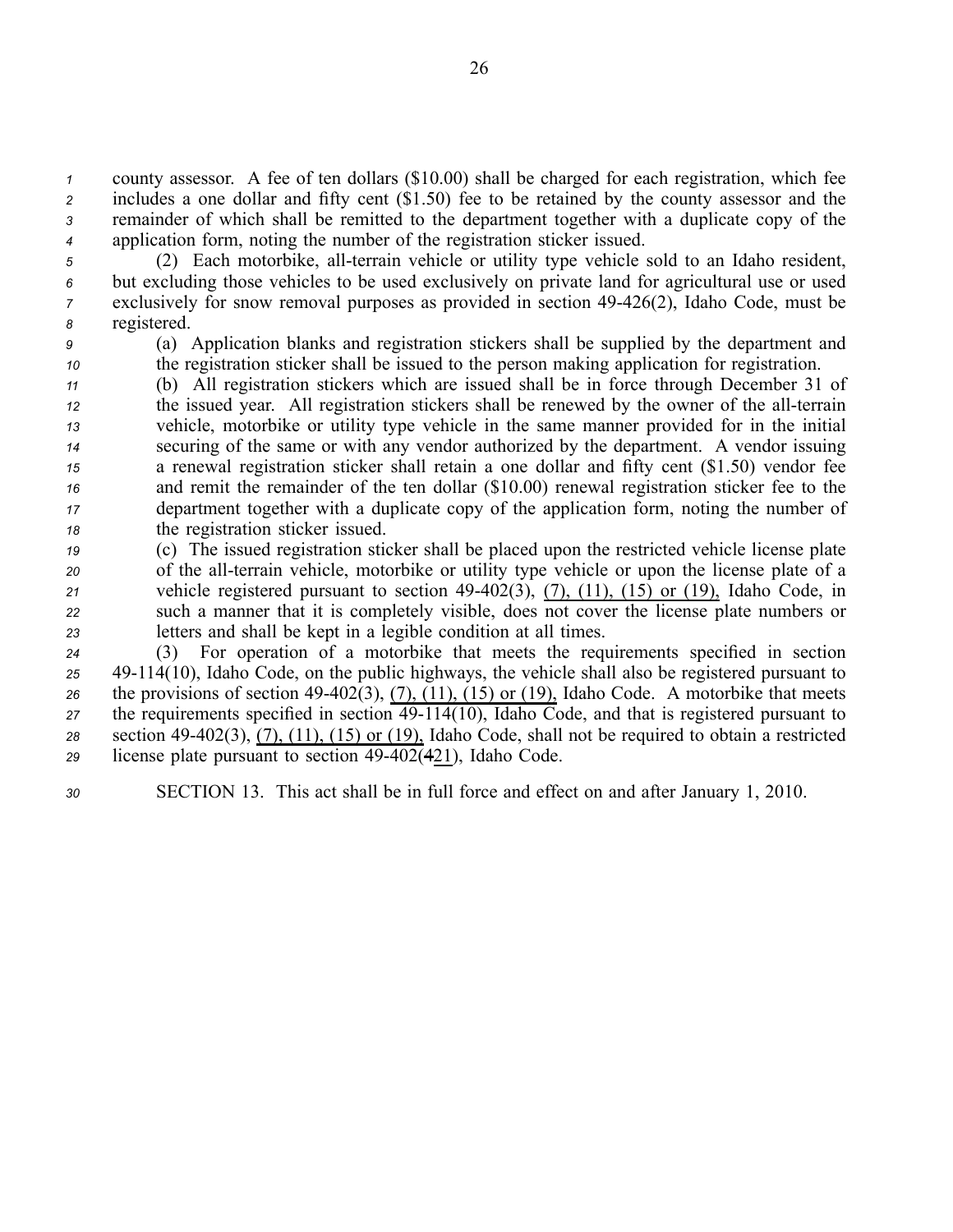county assessor. A fee of ten dollars ($10.00) shall be charged for each registration, which fee includes a one dollar and fifty cent ($1.50) fee to be retained by the county assessor and the remainder of which shall be remitted to the department together with a duplicate copy of the application form, noting the number of the registration sticker issued.

(2) Each motorbike, all-terrain vehicle or utility type vehicle sold to an Idaho resident, but excluding those vehicles to be used exclusively on private land for agricultural use or used exclusively for snow removal purposes as provided in section 49-426(2), Idaho Code, must be registered.

(a) Application blanks and registration stickers shall be supplied by the department and the registration sticker shall be issued to the person making application for registration.

(b) All registration stickers which are issued shall be in force through December 31 of the issued year. All registration stickers shall be renewed by the owner of the all-terrain vehicle, motorbike or utility type vehicle in the same manner provided for in the initial securing of the same or with any vendor authorized by the department. A vendor issuing a renewal registration sticker shall retain a one dollar and fifty cent ($1.50) vendor fee and remit the remainder of the ten dollar ($10.00) renewal registration sticker fee to the department together with a duplicate copy of the application form, noting the number of the registration sticker issued.

(c) The issued registration sticker shall be placed upon the restricted vehicle license plate of the all-terrain vehicle, motorbike or utility type vehicle or upon the license plate of a vehicle registered pursuant to section 49-402(3), (7), (11), (15) or (19), Idaho Code, in such a manner that it is completely visible, does not cover the license plate numbers or letters and shall be kept in a legible condition at all times.

(3) For operation of a motorbike that meets the requirements specified in section 49-114(10), Idaho Code, on the public highways, the vehicle shall also be registered pursuant to the provisions of section 49-402(3), (7), (11), (15) or (19), Idaho Code. A motorbike that meets the requirements specified in section 49-114(10), Idaho Code, and that is registered pursuant to section 49-402(3), (7), (11), (15) or (19), Idaho Code, shall not be required to obtain a restricted license plate pursuant to section 49-402(~~4~~21), Idaho Code.

SECTION 13. This act shall be in full force and effect on and after January 1, 2010.